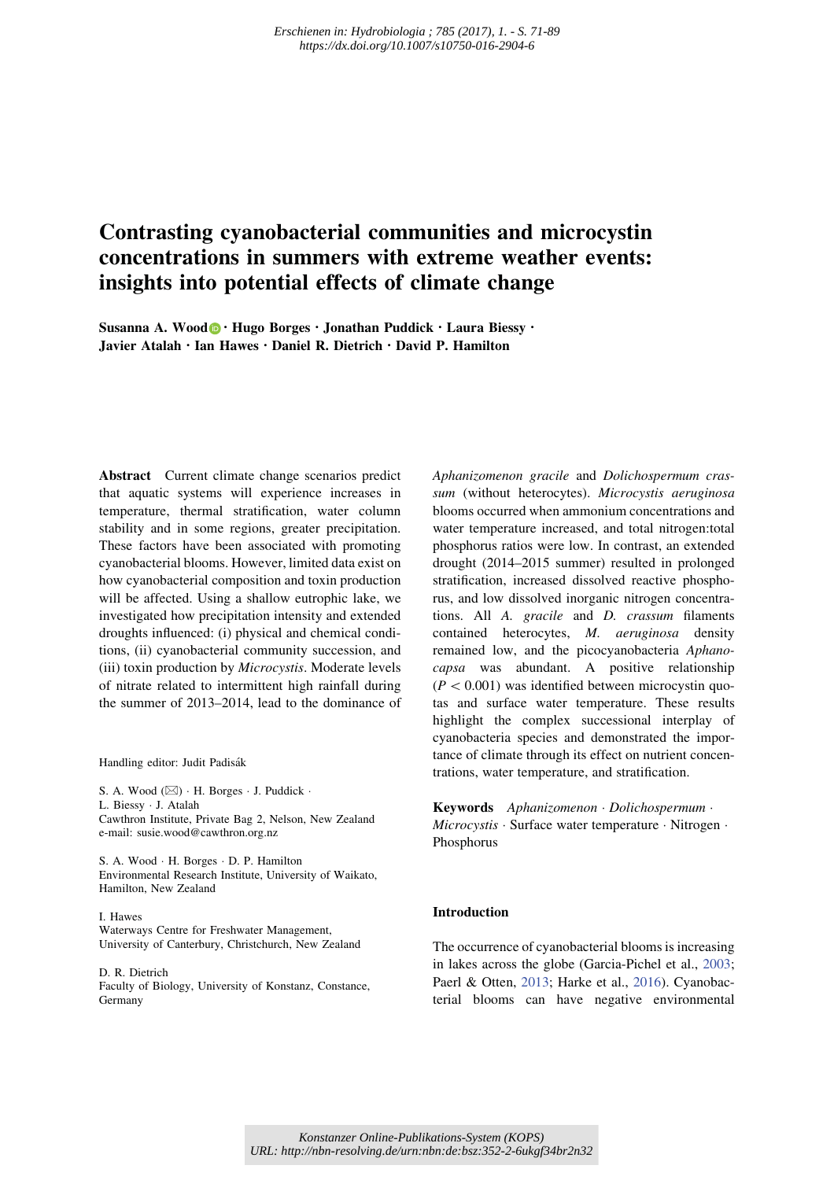Erschienen in: Hydrobiologia ; 785 (2017), 1. - S. 71-89
https://dx.doi.org/10.1007/s10750-016-2904-6

# Contrasting cyanobacterial communities and microcystin concentrations in summers with extreme weather events: insights into potential effects of climate change

**Susanna A. Wood · Hugo Borges · Jonathan Puddick · Laura Biessy · Javier Atalah · Ian Hawes · Daniel R. Dietrich · David P. Hamilton**

**Abstract** Current climate change scenarios predict that aquatic systems will experience increases in temperature, thermal stratification, water column stability and in some regions, greater precipitation. These factors have been associated with promoting cyanobacterial blooms. However, limited data exist on how cyanobacterial composition and toxin production will be affected. Using a shallow eutrophic lake, we investigated how precipitation intensity and extended droughts influenced: (i) physical and chemical conditions, (ii) cyanobacterial community succession, and (iii) toxin production by *Microcystis*. Moderate levels of nitrate related to intermittent high rainfall during the summer of 2013–2014, lead to the dominance of *Aphanizomenon gracile* and *Dolichospermum crassum* (without heterocytes). *Microcystis aeruginosa* blooms occurred when ammonium concentrations and water temperature increased, and total nitrogen:total phosphorus ratios were low. In contrast, an extended drought (2014–2015 summer) resulted in prolonged stratification, increased dissolved reactive phosphorus, and low dissolved inorganic nitrogen concentrations. All *A. gracile* and *D. crassum* filaments contained heterocytes, *M. aeruginosa* density remained low, and the picocyanobacteria *Aphanocapsa* was abundant. A positive relationship ($P < 0.001$) was identified between microcystin quotas and surface water temperature. These results highlight the complex successional interplay of cyanobacteria species and demonstrated the importance of climate through its effect on nutrient concentrations, water temperature, and stratification.

**Keywords** *Aphanizomenon* · *Dolichospermum* · *Microcystis* · Surface water temperature · Nitrogen · Phosphorus

Handling editor: Judit Padisák

S. A. Wood (✉) · H. Borges · J. Puddick · L. Biessy · J. Atalah
Cawthron Institute, Private Bag 2, Nelson, New Zealand
e-mail: susie.wood@cawthron.org.nz

S. A. Wood · H. Borges · D. P. Hamilton
Environmental Research Institute, University of Waikato, Hamilton, New Zealand

I. Hawes
Waterways Centre for Freshwater Management, University of Canterbury, Christchurch, New Zealand

D. R. Dietrich
Faculty of Biology, University of Konstanz, Constance, Germany

## Introduction

The occurrence of cyanobacterial blooms is increasing in lakes across the globe (Garcia-Pichel et al., 2003; Paerl & Otten, 2013; Harke et al., 2016). Cyanobacterial blooms can have negative environmental

Konstanzer Online-Publikations-System (KOPS)
URL: http://nbn-resolving.de/urn:nbn:de:bsz:352-2-6ukgf34br2n32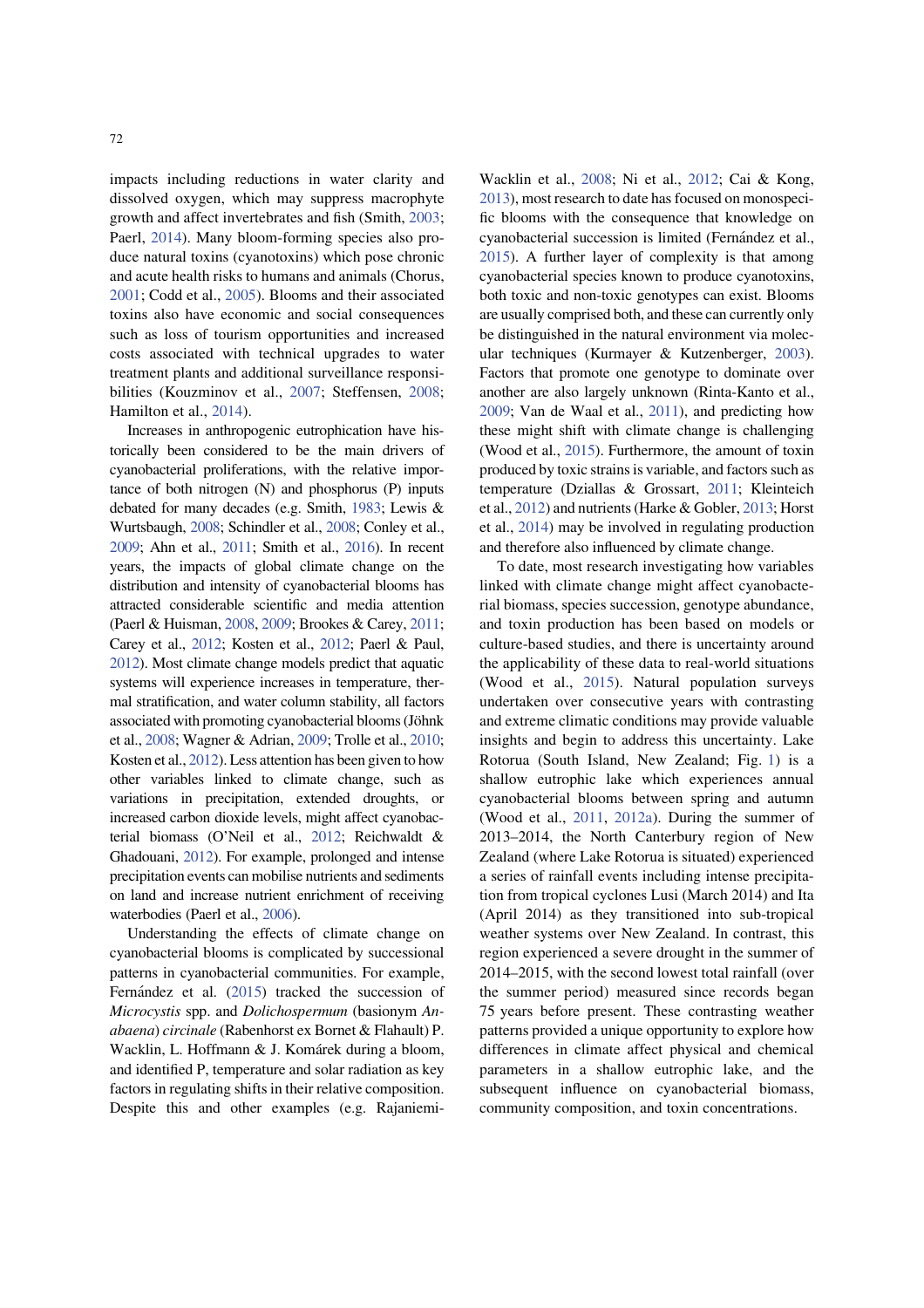impacts including reductions in water clarity and dissolved oxygen, which may suppress macrophyte growth and affect invertebrates and fish (Smith, 2003; Paerl, 2014). Many bloom-forming species also produce natural toxins (cyanotoxins) which pose chronic and acute health risks to humans and animals (Chorus, 2001; Codd et al., 2005). Blooms and their associated toxins also have economic and social consequences such as loss of tourism opportunities and increased costs associated with technical upgrades to water treatment plants and additional surveillance responsibilities (Kouzminov et al., 2007; Steffensen, 2008; Hamilton et al., 2014).

Increases in anthropogenic eutrophication have historically been considered to be the main drivers of cyanobacterial proliferations, with the relative importance of both nitrogen (N) and phosphorus (P) inputs debated for many decades (e.g. Smith, 1983; Lewis & Wurtsbaugh, 2008; Schindler et al., 2008; Conley et al., 2009; Ahn et al., 2011; Smith et al., 2016). In recent years, the impacts of global climate change on the distribution and intensity of cyanobacterial blooms has attracted considerable scientific and media attention (Paerl & Huisman, 2008, 2009; Brookes & Carey, 2011; Carey et al., 2012; Kosten et al., 2012; Paerl & Paul, 2012). Most climate change models predict that aquatic systems will experience increases in temperature, thermal stratification, and water column stability, all factors associated with promoting cyanobacterial blooms (Jöhnk et al., 2008; Wagner & Adrian, 2009; Trolle et al., 2010; Kosten et al., 2012). Less attention has been given to how other variables linked to climate change, such as variations in precipitation, extended droughts, or increased carbon dioxide levels, might affect cyanobacterial biomass (O'Neil et al., 2012; Reichwaldt & Ghadouani, 2012). For example, prolonged and intense precipitation events can mobilise nutrients and sediments on land and increase nutrient enrichment of receiving waterbodies (Paerl et al., 2006).

Understanding the effects of climate change on cyanobacterial blooms is complicated by successional patterns in cyanobacterial communities. For example, Fernández et al. (2015) tracked the succession of *Microcystis* spp. and *Dolichospermum* (basionym *Anabaena*) *circinale* (Rabenhorst ex Bornet & Flahault) P. Wacklin, L. Hoffmann & J. Komárek during a bloom, and identified P, temperature and solar radiation as key factors in regulating shifts in their relative composition. Despite this and other examples (e.g. Rajaniemi-Wacklin et al., 2008; Ni et al., 2012; Cai & Kong, 2013), most research to date has focused on monospecific blooms with the consequence that knowledge on cyanobacterial succession is limited (Fernández et al., 2015). A further layer of complexity is that among cyanobacterial species known to produce cyanotoxins, both toxic and non-toxic genotypes can exist. Blooms are usually comprised both, and these can currently only be distinguished in the natural environment via molecular techniques (Kurmayer & Kutzenberger, 2003). Factors that promote one genotype to dominate over another are also largely unknown (Rinta-Kanto et al., 2009; Van de Waal et al., 2011), and predicting how these might shift with climate change is challenging (Wood et al., 2015). Furthermore, the amount of toxin produced by toxic strains is variable, and factors such as temperature (Dziallas & Grossart, 2011; Kleinteich et al., 2012) and nutrients (Harke & Gobler, 2013; Horst et al., 2014) may be involved in regulating production and therefore also influenced by climate change.

To date, most research investigating how variables linked with climate change might affect cyanobacterial biomass, species succession, genotype abundance, and toxin production has been based on models or culture-based studies, and there is uncertainty around the applicability of these data to real-world situations (Wood et al., 2015). Natural population surveys undertaken over consecutive years with contrasting and extreme climatic conditions may provide valuable insights and begin to address this uncertainty. Lake Rotorua (South Island, New Zealand; Fig. 1) is a shallow eutrophic lake which experiences annual cyanobacterial blooms between spring and autumn (Wood et al., 2011, 2012a). During the summer of 2013–2014, the North Canterbury region of New Zealand (where Lake Rotorua is situated) experienced a series of rainfall events including intense precipitation from tropical cyclones Lusi (March 2014) and Ita (April 2014) as they transitioned into sub-tropical weather systems over New Zealand. In contrast, this region experienced a severe drought in the summer of 2014–2015, with the second lowest total rainfall (over the summer period) measured since records began 75 years before present. These contrasting weather patterns provided a unique opportunity to explore how differences in climate affect physical and chemical parameters in a shallow eutrophic lake, and the subsequent influence on cyanobacterial biomass, community composition, and toxin concentrations.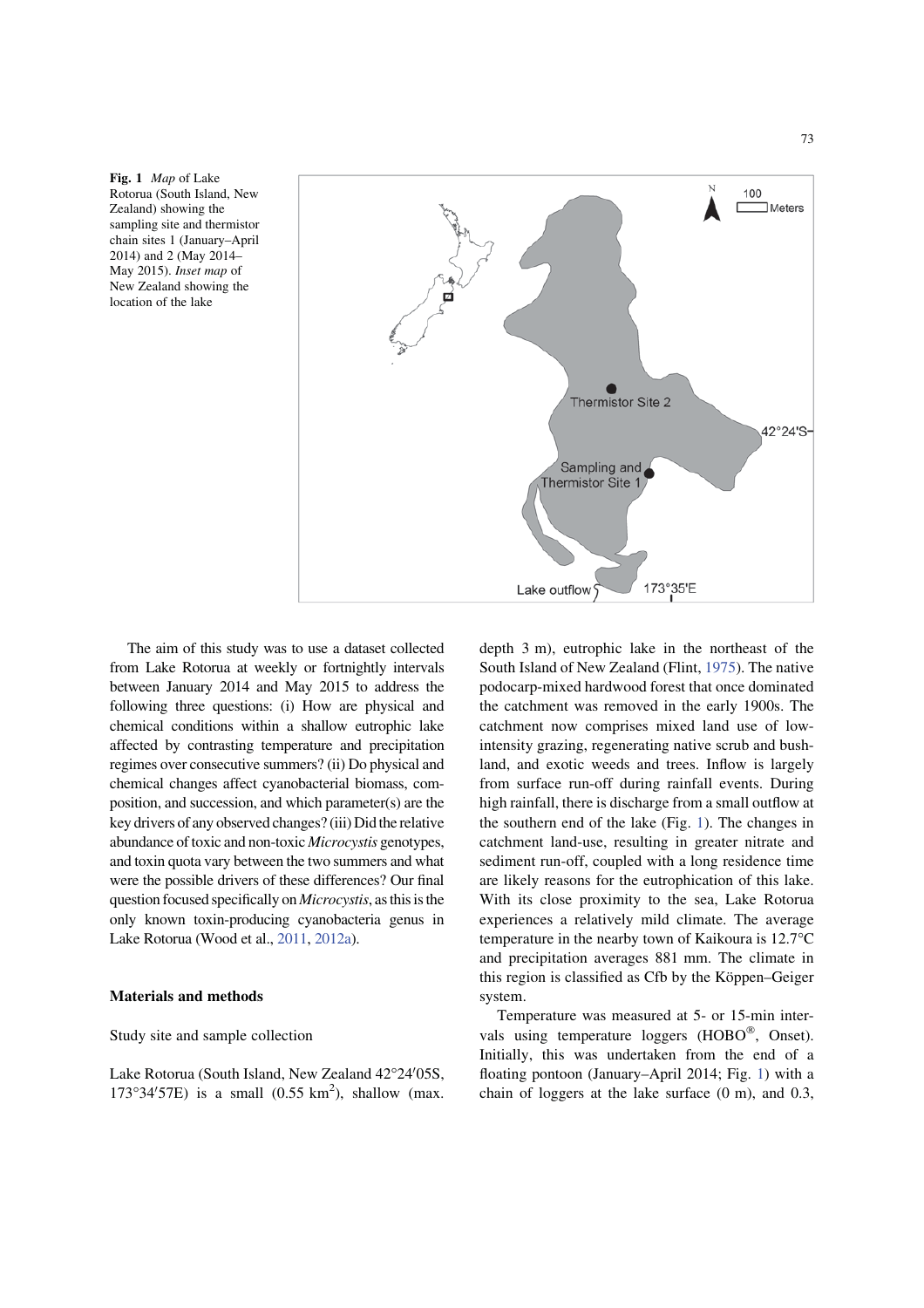**Fig. 1** *Map* of Lake Rotorua (South Island, New Zealand) showing the sampling site and thermistor chain sites 1 (January–April 2014) and 2 (May 2014–May 2015). *Inset map* of New Zealand showing the location of the lake

The aim of this study was to use a dataset collected from Lake Rotorua at weekly or fortnightly intervals between January 2014 and May 2015 to address the following three questions: (i) How are physical and chemical conditions within a shallow eutrophic lake affected by contrasting temperature and precipitation regimes over consecutive summers? (ii) Do physical and chemical changes affect cyanobacterial biomass, composition, and succession, and which parameter(s) are the key drivers of any observed changes? (iii) Did the relative abundance of toxic and non-toxic *Microcystis* genotypes, and toxin quota vary between the two summers and what were the possible drivers of these differences? Our final question focused specifically on *Microcystis*, as this is the only known toxin-producing cyanobacteria genus in Lake Rotorua (Wood et al., 2011, 2012a).

## Materials and methods

### Study site and sample collection

Lake Rotorua (South Island, New Zealand 42°24′05S, 173°34′57E) is a small (0.55 km$^2$), shallow (max. depth 3 m), eutrophic lake in the northeast of the South Island of New Zealand (Flint, 1975). The native podocarp-mixed hardwood forest that once dominated the catchment was removed in the early 1900s. The catchment now comprises mixed land use of low-intensity grazing, regenerating native scrub and bushland, and exotic weeds and trees. Inflow is largely from surface run-off during rainfall events. During high rainfall, there is discharge from a small outflow at the southern end of the lake (Fig. 1). The changes in catchment land-use, resulting in greater nitrate and sediment run-off, coupled with a long residence time are likely reasons for the eutrophication of this lake. With its close proximity to the sea, Lake Rotorua experiences a relatively mild climate. The average temperature in the nearby town of Kaikoura is 12.7°C and precipitation averages 881 mm. The climate in this region is classified as Cfb by the Köppen–Geiger system.

Temperature was measured at 5- or 15-min intervals using temperature loggers (HOBO®, Onset). Initially, this was undertaken from the end of a floating pontoon (January–April 2014; Fig. 1) with a chain of loggers at the lake surface (0 m), and 0.3,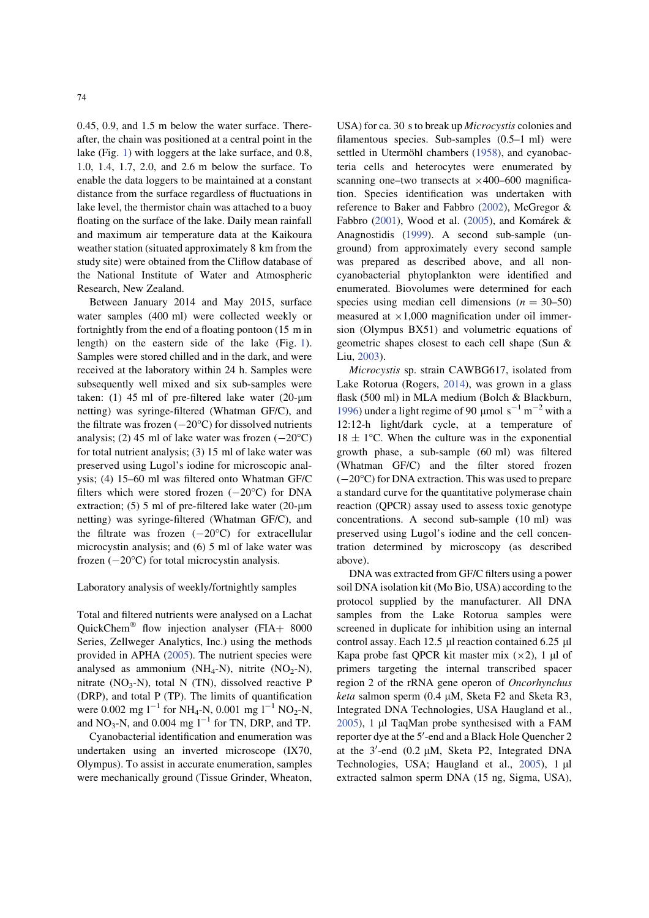0.45, 0.9, and 1.5 m below the water surface. Thereafter, the chain was positioned at a central point in the lake (Fig. 1) with loggers at the lake surface, and 0.8, 1.0, 1.4, 1.7, 2.0, and 2.6 m below the surface. To enable the data loggers to be maintained at a constant distance from the surface regardless of fluctuations in lake level, the thermistor chain was attached to a buoy floating on the surface of the lake. Daily mean rainfall and maximum air temperature data at the Kaikoura weather station (situated approximately 8 km from the study site) were obtained from the Cliflow database of the National Institute of Water and Atmospheric Research, New Zealand.

Between January 2014 and May 2015, surface water samples (400 ml) were collected weekly or fortnightly from the end of a floating pontoon (15 m in length) on the eastern side of the lake (Fig. 1). Samples were stored chilled and in the dark, and were received at the laboratory within 24 h. Samples were subsequently well mixed and six sub-samples were taken: (1) 45 ml of pre-filtered lake water (20-μm netting) was syringe-filtered (Whatman GF/C), and the filtrate was frozen (−20°C) for dissolved nutrients analysis; (2) 45 ml of lake water was frozen (−20°C) for total nutrient analysis; (3) 15 ml of lake water was preserved using Lugol's iodine for microscopic analysis; (4) 15–60 ml was filtered onto Whatman GF/C filters which were stored frozen (−20°C) for DNA extraction; (5) 5 ml of pre-filtered lake water (20-μm netting) was syringe-filtered (Whatman GF/C), and the filtrate was frozen (−20°C) for extracellular microcystin analysis; and (6) 5 ml of lake water was frozen (−20°C) for total microcystin analysis.

## Laboratory analysis of weekly/fortnightly samples

Total and filtered nutrients were analysed on a Lachat QuickChem® flow injection analyser (FIA+ 8000 Series, Zellweger Analytics, Inc.) using the methods provided in APHA (2005). The nutrient species were analysed as ammonium ($NH_4$-N), nitrite ($NO_2$-N), nitrate ($NO_3$-N), total N (TN), dissolved reactive P (DRP), and total P (TP). The limits of quantification were 0.002 mg $l^{-1}$ for $NH_4$-N, 0.001 mg $l^{-1}$ $NO_2$-N, and $NO_3$-N, and 0.004 mg $l^{-1}$ for TN, DRP, and TP.

Cyanobacterial identification and enumeration was undertaken using an inverted microscope (IX70, Olympus). To assist in accurate enumeration, samples were mechanically ground (Tissue Grinder, Wheaton, USA) for ca. 30 s to break up *Microcystis* colonies and filamentous species. Sub-samples (0.5–1 ml) were settled in Utermöhl chambers (1958), and cyanobacteria cells and heterocytes were enumerated by scanning one–two transects at ×400–600 magnification. Species identification was undertaken with reference to Baker and Fabbro (2002), McGregor & Fabbro (2001), Wood et al. (2005), and Komárek & Anagnostidis (1999). A second sub-sample (unground) from approximately every second sample was prepared as described above, and all non-cyanobacterial phytoplankton were identified and enumerated. Biovolumes were determined for each species using median cell dimensions ($n = 30$–$50$) measured at ×1,000 magnification under oil immersion (Olympus BX51) and volumetric equations of geometric shapes closest to each cell shape (Sun & Liu, 2003).

*Microcystis* sp. strain CAWBG617, isolated from Lake Rotorua (Rogers, 2014), was grown in a glass flask (500 ml) in MLA medium (Bolch & Blackburn, 1996) under a light regime of 90 μmol $s^{-1}$ $m^{-2}$ with a 12:12-h light/dark cycle, at a temperature of 18 ± 1°C. When the culture was in the exponential growth phase, a sub-sample (60 ml) was filtered (Whatman GF/C) and the filter stored frozen (−20°C) for DNA extraction. This was used to prepare a standard curve for the quantitative polymerase chain reaction (QPCR) assay used to assess toxic genotype concentrations. A second sub-sample (10 ml) was preserved using Lugol's iodine and the cell concentration determined by microscopy (as described above).

DNA was extracted from GF/C filters using a power soil DNA isolation kit (Mo Bio, USA) according to the protocol supplied by the manufacturer. All DNA samples from the Lake Rotorua samples were screened in duplicate for inhibition using an internal control assay. Each 12.5 μl reaction contained 6.25 μl Kapa probe fast QPCR kit master mix (×2), 1 μl of primers targeting the internal transcribed spacer region 2 of the rRNA gene operon of *Oncorhynchus keta* salmon sperm (0.4 μM, Sketa F2 and Sketa R3, Integrated DNA Technologies, USA Haugland et al., 2005), 1 μl TaqMan probe synthesised with a FAM reporter dye at the 5′-end and a Black Hole Quencher 2 at the 3′-end (0.2 μM, Sketa P2, Integrated DNA Technologies, USA; Haugland et al., 2005), 1 μl extracted salmon sperm DNA (15 ng, Sigma, USA),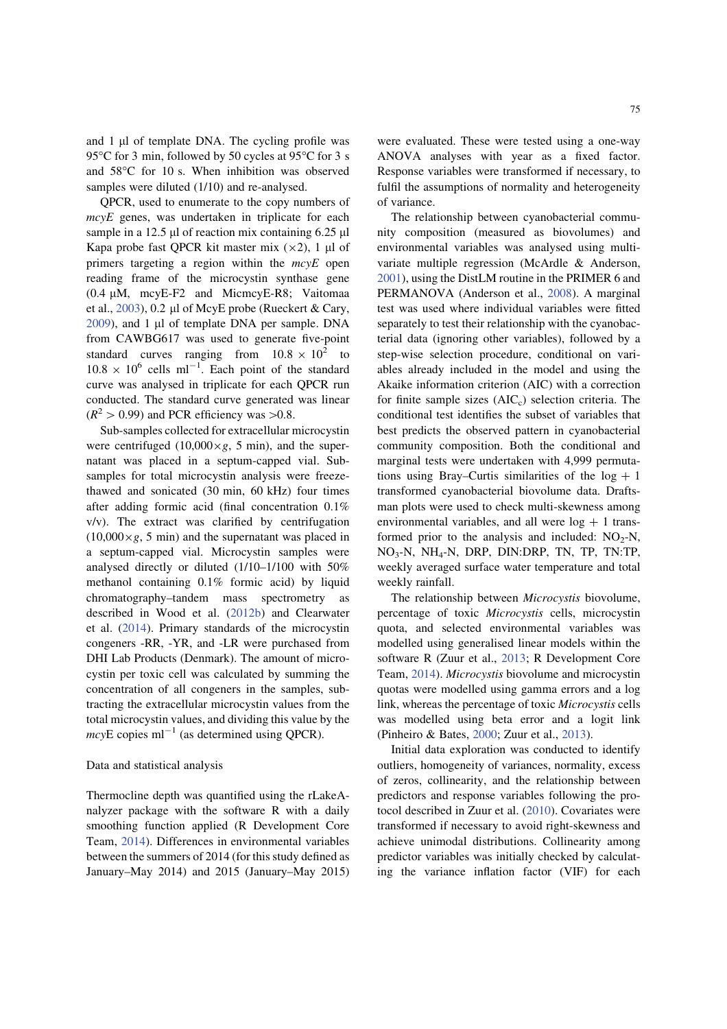and 1 µl of template DNA. The cycling profile was 95°C for 3 min, followed by 50 cycles at 95°C for 3 s and 58°C for 10 s. When inhibition was observed samples were diluted (1/10) and re-analysed.

QPCR, used to enumerate to the copy numbers of *mcyE* genes, was undertaken in triplicate for each sample in a 12.5 µl of reaction mix containing 6.25 µl Kapa probe fast QPCR kit master mix (×2), 1 µl of primers targeting a region within the *mcyE* open reading frame of the microcystin synthase gene (0.4 µM, mcyE-F2 and MicmcyE-R8; Vaitomaa et al., 2003), 0.2 µl of McyE probe (Rueckert & Cary, 2009), and 1 µl of template DNA per sample. DNA from CAWBG617 was used to generate five-point standard curves ranging from $10.8 \times 10^2$ to $10.8 \times 10^6$ cells ml$^{-1}$. Each point of the standard curve was analysed in triplicate for each QPCR run conducted. The standard curve generated was linear ($R^2 > 0.99$) and PCR efficiency was >0.8.

Sub-samples collected for extracellular microcystin were centrifuged (10,000×*g*, 5 min), and the supernatant was placed in a septum-capped vial. Sub-samples for total microcystin analysis were freeze-thawed and sonicated (30 min, 60 kHz) four times after adding formic acid (final concentration 0.1% v/v). The extract was clarified by centrifugation (10,000×*g*, 5 min) and the supernatant was placed in a septum-capped vial. Microcystin samples were analysed directly or diluted (1/10–1/100 with 50% methanol containing 0.1% formic acid) by liquid chromatography–tandem mass spectrometry as described in Wood et al. (2012b) and Clearwater et al. (2014). Primary standards of the microcystin congeners -RR, -YR, and -LR were purchased from DHI Lab Products (Denmark). The amount of microcystin per toxic cell was calculated by summing the concentration of all congeners in the samples, subtracting the extracellular microcystin values from the total microcystin values, and dividing this value by the *mcy*E copies ml$^{-1}$ (as determined using QPCR).

## Data and statistical analysis

Thermocline depth was quantified using the rLakeAnalyzer package with the software R with a daily smoothing function applied (R Development Core Team, 2014). Differences in environmental variables between the summers of 2014 (for this study defined as January–May 2014) and 2015 (January–May 2015) were evaluated. These were tested using a one-way ANOVA analyses with year as a fixed factor. Response variables were transformed if necessary, to fulfil the assumptions of normality and heterogeneity of variance.

The relationship between cyanobacterial community composition (measured as biovolumes) and environmental variables was analysed using multivariate multiple regression (McArdle & Anderson, 2001), using the DistLM routine in the PRIMER 6 and PERMANOVA (Anderson et al., 2008). A marginal test was used where individual variables were fitted separately to test their relationship with the cyanobacterial data (ignoring other variables), followed by a step-wise selection procedure, conditional on variables already included in the model and using the Akaike information criterion (AIC) with a correction for finite sample sizes (AIC$_c$) selection criteria. The conditional test identifies the subset of variables that best predicts the observed pattern in cyanobacterial community composition. Both the conditional and marginal tests were undertaken with 4,999 permutations using Bray–Curtis similarities of the log + 1 transformed cyanobacterial biovolume data. Draftsman plots were used to check multi-skewness among environmental variables, and all were log + 1 transformed prior to the analysis and included: $NO_2$-N, $NO_3$-N, $NH_4$-N, DRP, DIN:DRP, TN, TP, TN:TP, weekly averaged surface water temperature and total weekly rainfall.

The relationship between *Microcystis* biovolume, percentage of toxic *Microcystis* cells, microcystin quota, and selected environmental variables was modelled using generalised linear models within the software R (Zuur et al., 2013; R Development Core Team, 2014). *Microcystis* biovolume and microcystin quotas were modelled using gamma errors and a log link, whereas the percentage of toxic *Microcystis* cells was modelled using beta error and a logit link (Pinheiro & Bates, 2000; Zuur et al., 2013).

Initial data exploration was conducted to identify outliers, homogeneity of variances, normality, excess of zeros, collinearity, and the relationship between predictors and response variables following the protocol described in Zuur et al. (2010). Covariates were transformed if necessary to avoid right-skewness and achieve unimodal distributions. Collinearity among predictor variables was initially checked by calculating the variance inflation factor (VIF) for each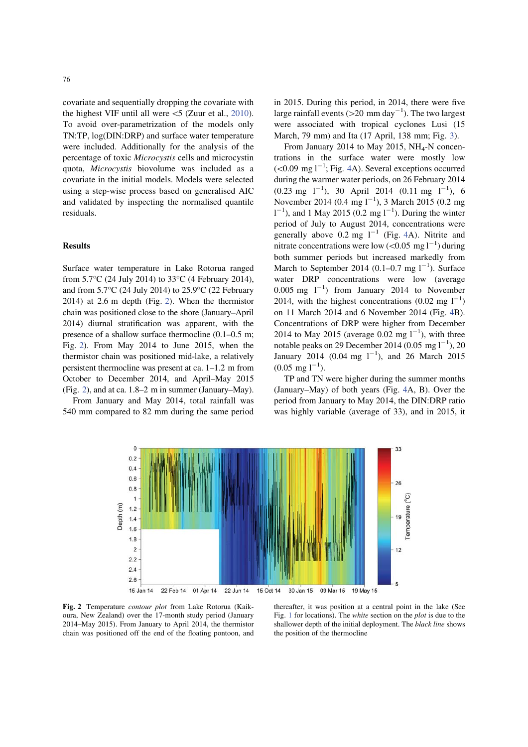covariate and sequentially dropping the covariate with the highest VIF until all were <5 (Zuur et al., 2010). To avoid over-parametrization of the models only TN:TP, log(DIN:DRP) and surface water temperature were included. Additionally for the analysis of the percentage of toxic *Microcystis* cells and microcystin quota, *Microcystis* biovolume was included as a covariate in the initial models. Models were selected using a step-wise process based on generalised AIC and validated by inspecting the normalised quantile residuals.

## Results

Surface water temperature in Lake Rotorua ranged from 5.7°C (24 July 2014) to 33°C (4 February 2014), and from 5.7°C (24 July 2014) to 25.9°C (22 February 2014) at 2.6 m depth (Fig. 2). When the thermistor chain was positioned close to the shore (January–April 2014) diurnal stratification was apparent, with the presence of a shallow surface thermocline (0.1–0.5 m; Fig. 2). From May 2014 to June 2015, when the thermistor chain was positioned mid-lake, a relatively persistent thermocline was present at ca. 1–1.2 m from October to December 2014, and April–May 2015 (Fig. 2), and at ca. 1.8–2 m in summer (January–May).

From January and May 2014, total rainfall was 540 mm compared to 82 mm during the same period in 2015. During this period, in 2014, there were five large rainfall events (>20 mm $day^{-1}$). The two largest were associated with tropical cyclones Lusi (15 March, 79 mm) and Ita (17 April, 138 mm; Fig. 3).

From January 2014 to May 2015, $NH_4$-N concentrations in the surface water were mostly low (<0.09 mg $l^{-1}$; Fig. 4A). Several exceptions occurred during the warmer water periods, on 26 February 2014 (0.23 mg $l^{-1}$), 30 April 2014 (0.11 mg $l^{-1}$), 6 November 2014 (0.4 mg $l^{-1}$), 3 March 2015 (0.2 mg $l^{-1}$), and 1 May 2015 (0.2 mg $l^{-1}$). During the winter period of July to August 2014, concentrations were generally above 0.2 mg $l^{-1}$ (Fig. 4A). Nitrite and nitrate concentrations were low (<0.05 mg $l^{-1}$) during both summer periods but increased markedly from March to September 2014 (0.1–0.7 mg $l^{-1}$). Surface water DRP concentrations were low (average 0.005 mg $l^{-1}$) from January 2014 to November 2014, with the highest concentrations (0.02 mg $l^{-1}$) on 11 March 2014 and 6 November 2014 (Fig. 4B). Concentrations of DRP were higher from December 2014 to May 2015 (average 0.02 mg $l^{-1}$), with three notable peaks on 29 December 2014 (0.05 mg $l^{-1}$), 20 January 2014 (0.04 mg $l^{-1}$), and 26 March 2015 (0.05 mg $l^{-1}$).

TP and TN were higher during the summer months (January–May) of both years (Fig. 4A, B). Over the period from January to May 2014, the DIN:DRP ratio was highly variable (average of 33), and in 2015, it

**Fig. 2** Temperature *contour plot* from Lake Rotorua (Kaikoura, New Zealand) over the 17-month study period (January 2014–May 2015). From January to April 2014, the thermistor chain was positioned off the end of the floating pontoon, and thereafter, it was position at a central point in the lake (See Fig. 1 for locations). The *white* section on the *plot* is due to the shallower depth of the initial deployment. The *black line* shows the position of the thermocline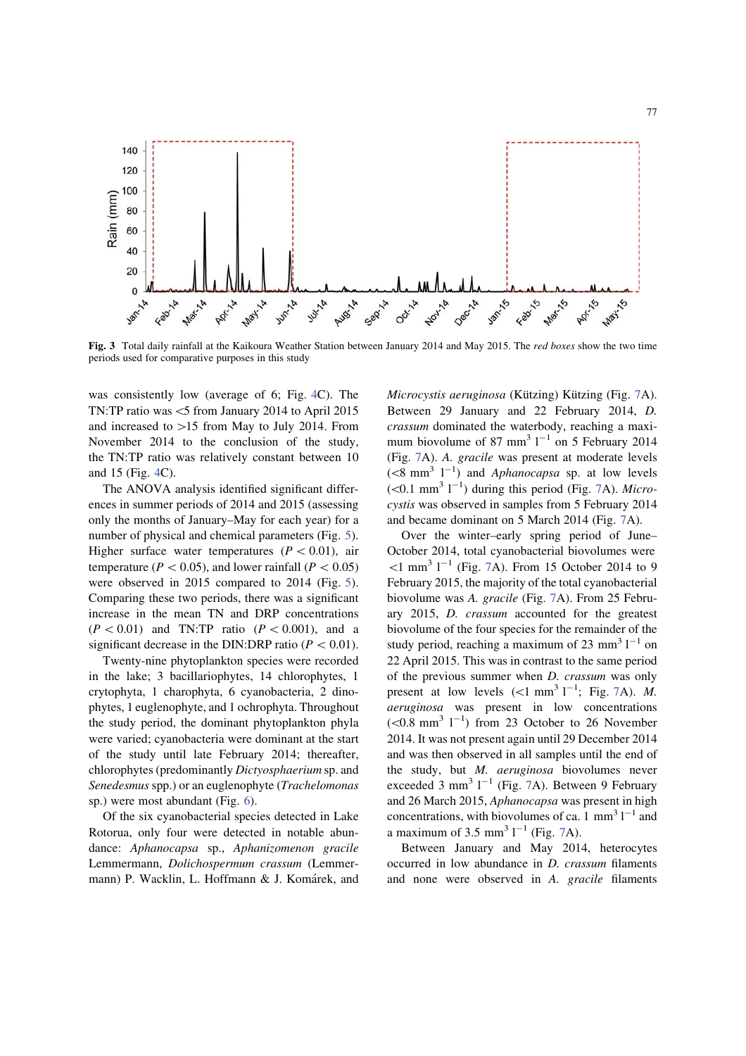Fig. 3 Total daily rainfall at the Kaikoura Weather Station between January 2014 and May 2015. The *red boxes* show the two time periods used for comparative purposes in this study

was consistently low (average of 6; Fig. 4C). The TN:TP ratio was <5 from January 2014 to April 2015 and increased to >15 from May to July 2014. From November 2014 to the conclusion of the study, the TN:TP ratio was relatively constant between 10 and 15 (Fig. 4C).

The ANOVA analysis identified significant differences in summer periods of 2014 and 2015 (assessing only the months of January–May for each year) for a number of physical and chemical parameters (Fig. 5). Higher surface water temperatures ($P < 0.01$), air temperature ($P < 0.05$), and lower rainfall ($P < 0.05$) were observed in 2015 compared to 2014 (Fig. 5). Comparing these two periods, there was a significant increase in the mean TN and DRP concentrations ($P < 0.01$) and TN:TP ratio ($P < 0.001$), and a significant decrease in the DIN:DRP ratio ($P < 0.01$).

Twenty-nine phytoplankton species were recorded in the lake; 3 bacillariophytes, 14 chlorophytes, 1 crytophyta, 1 charophyta, 6 cyanobacteria, 2 dinophytes, 1 euglenophyte, and 1 ochrophyta. Throughout the study period, the dominant phytoplankton phyla were varied; cyanobacteria were dominant at the start of the study until late February 2014; thereafter, chlorophytes (predominantly *Dictyosphaerium* sp. and *Senedesmus* spp.) or an euglenophyte (*Trachelomonas* sp.) were most abundant (Fig. 6).

Of the six cyanobacterial species detected in Lake Rotorua, only four were detected in notable abundance: *Aphanocapsa* sp., *Aphanizomenon gracile* Lemmermann, *Dolichospermum crassum* (Lemmermann) P. Wacklin, L. Hoffmann & J. Komárek, and *Microcystis aeruginosa* (Kützing) Kützing (Fig. 7A). Between 29 January and 22 February 2014, *D. crassum* dominated the waterbody, reaching a maximum biovolume of 87 $mm^3\ l^{-1}$ on 5 February 2014 (Fig. 7A). *A. gracile* was present at moderate levels (<8 $mm^3\ l^{-1}$) and *Aphanocapsa* sp. at low levels (<0.1 $mm^3\ l^{-1}$) during this period (Fig. 7A). *Microcystis* was observed in samples from 5 February 2014 and became dominant on 5 March 2014 (Fig. 7A).

Over the winter–early spring period of June–October 2014, total cyanobacterial biovolumes were <1 $mm^3\ l^{-1}$ (Fig. 7A). From 15 October 2014 to 9 February 2015, the majority of the total cyanobacterial biovolume was *A. gracile* (Fig. 7A). From 25 February 2015, *D. crassum* accounted for the greatest biovolume of the four species for the remainder of the study period, reaching a maximum of 23 $mm^3\ l^{-1}$ on 22 April 2015. This was in contrast to the same period of the previous summer when *D. crassum* was only present at low levels (<1 $mm^3\ l^{-1}$; Fig. 7A). *M. aeruginosa* was present in low concentrations (<0.8 $mm^3\ l^{-1}$) from 23 October to 26 November 2014. It was not present again until 29 December 2014 and was then observed in all samples until the end of the study, but *M. aeruginosa* biovolumes never exceeded 3 $mm^3\ l^{-1}$ (Fig. 7A). Between 9 February and 26 March 2015, *Aphanocapsa* was present in high concentrations, with biovolumes of ca. 1 $mm^3\ l^{-1}$ and a maximum of 3.5 $mm^3\ l^{-1}$ (Fig. 7A).

Between January and May 2014, heterocytes occurred in low abundance in *D. crassum* filaments and none were observed in *A. gracile* filaments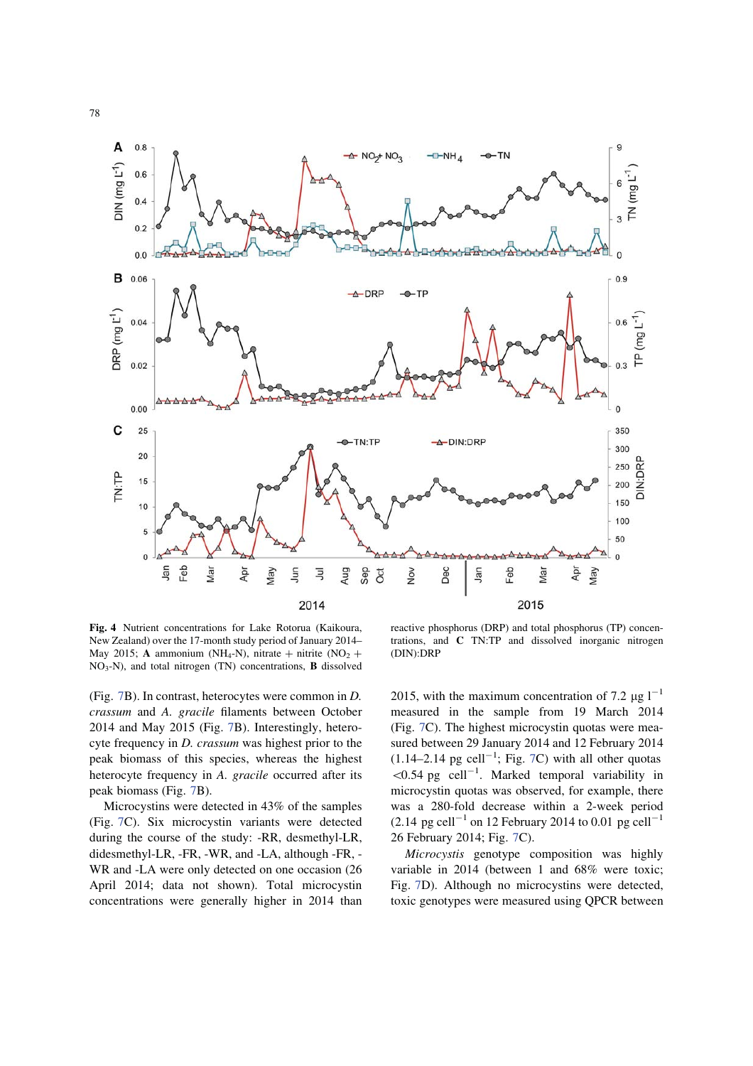**Fig. 4** Nutrient concentrations for Lake Rotorua (Kaikoura, New Zealand) over the 17-month study period of January 2014–May 2015; **A** ammonium ($NH_4$-N), nitrate + nitrite ($NO_2$ + $NO_3$-N), and total nitrogen (TN) concentrations, **B** dissolved reactive phosphorus (DRP) and total phosphorus (TP) concentrations, and **C** TN:TP and dissolved inorganic nitrogen (DIN):DRP

(Fig. 7B). In contrast, heterocytes were common in *D. crassum* and *A. gracile* filaments between October 2014 and May 2015 (Fig. 7B). Interestingly, heterocyte frequency in *D. crassum* was highest prior to the peak biomass of this species, whereas the highest heterocyte frequency in *A. gracile* occurred after its peak biomass (Fig. 7B).

Microcystins were detected in 43% of the samples (Fig. 7C). Six microcystin variants were detected during the course of the study: -RR, desmethyl-LR, didesmethyl-LR, -FR, -WR, and -LA, although -FR, -WR and -LA were only detected on one occasion (26 April 2014; data not shown). Total microcystin concentrations were generally higher in 2014 than 2015, with the maximum concentration of 7.2 μg $l^{-1}$ measured in the sample from 19 March 2014 (Fig. 7C). The highest microcystin quotas were measured between 29 January 2014 and 12 February 2014 (1.14–2.14 pg $cell^{-1}$; Fig. 7C) with all other quotas <0.54 pg $cell^{-1}$. Marked temporal variability in microcystin quotas was observed, for example, there was a 280-fold decrease within a 2-week period (2.14 pg $cell^{-1}$ on 12 February 2014 to 0.01 pg $cell^{-1}$ 26 February 2014; Fig. 7C).

*Microcystis* genotype composition was highly variable in 2014 (between 1 and 68% were toxic; Fig. 7D). Although no microcystins were detected, toxic genotypes were measured using QPCR between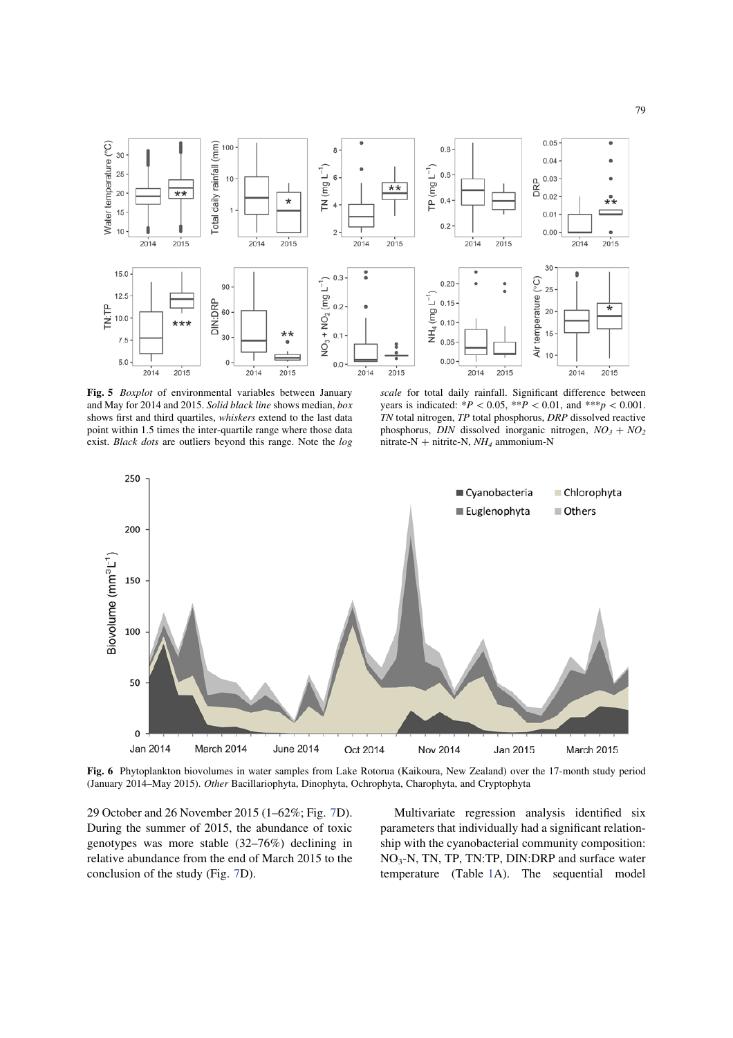**Fig. 5** *Boxplot* of environmental variables between January and May for 2014 and 2015. *Solid black line* shows median, *box* shows first and third quartiles, *whiskers* extend to the last data point within 1.5 times the inter-quartile range where those data exist. *Black dots* are outliers beyond this range. Note the *log scale* for total daily rainfall. Significant difference between years is indicated: $*P < 0.05$, $**P < 0.01$, and $***p < 0.001$. *TN* total nitrogen, *TP* total phosphorus, *DRP* dissolved reactive phosphorus, *DIN* dissolved inorganic nitrogen, $NO_3 + NO_2$ nitrate-N + nitrite-N, $NH_4$ ammonium-N

**Fig. 6** Phytoplankton biovolumes in water samples from Lake Rotorua (Kaikoura, New Zealand) over the 17-month study period (January 2014–May 2015). *Other* Bacillariophyta, Dinophyta, Ochrophyta, Charophyta, and Cryptophyta

29 October and 26 November 2015 (1–62%; Fig. 7D). During the summer of 2015, the abundance of toxic genotypes was more stable (32–76%) declining in relative abundance from the end of March 2015 to the conclusion of the study (Fig. 7D).

Multivariate regression analysis identified six parameters that individually had a significant relationship with the cyanobacterial community composition: $NO_3$-N, TN, TP, TN:TP, DIN:DRP and surface water temperature (Table 1A). The sequential model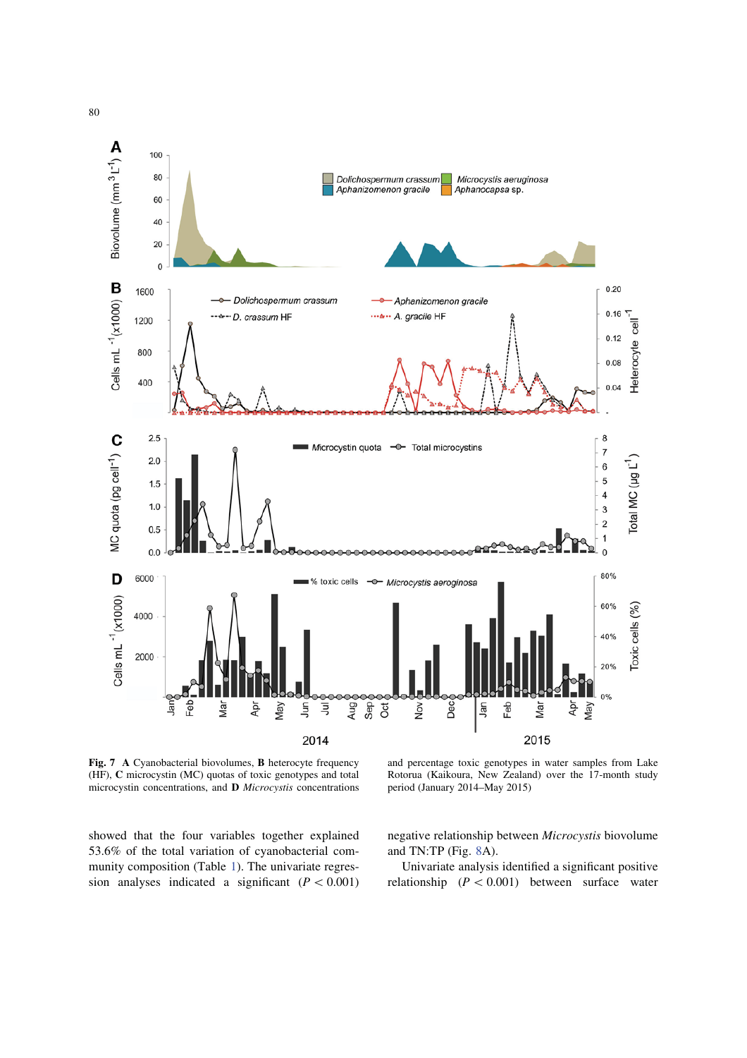**Fig. 7** **A** Cyanobacterial biovolumes, **B** heterocyte frequency (HF), **C** microcystin (MC) quotas of toxic genotypes and total microcystin concentrations, and **D** *Microcystis* concentrations and percentage toxic genotypes in water samples from Lake Rotorua (Kaikoura, New Zealand) over the 17-month study period (January 2014–May 2015)

showed that the four variables together explained 53.6% of the total variation of cyanobacterial community composition (Table 1). The univariate regression analyses indicated a significant ($P < 0.001$) negative relationship between *Microcystis* biovolume and TN:TP (Fig. 8A).

Univariate analysis identified a significant positive relationship ($P < 0.001$) between surface water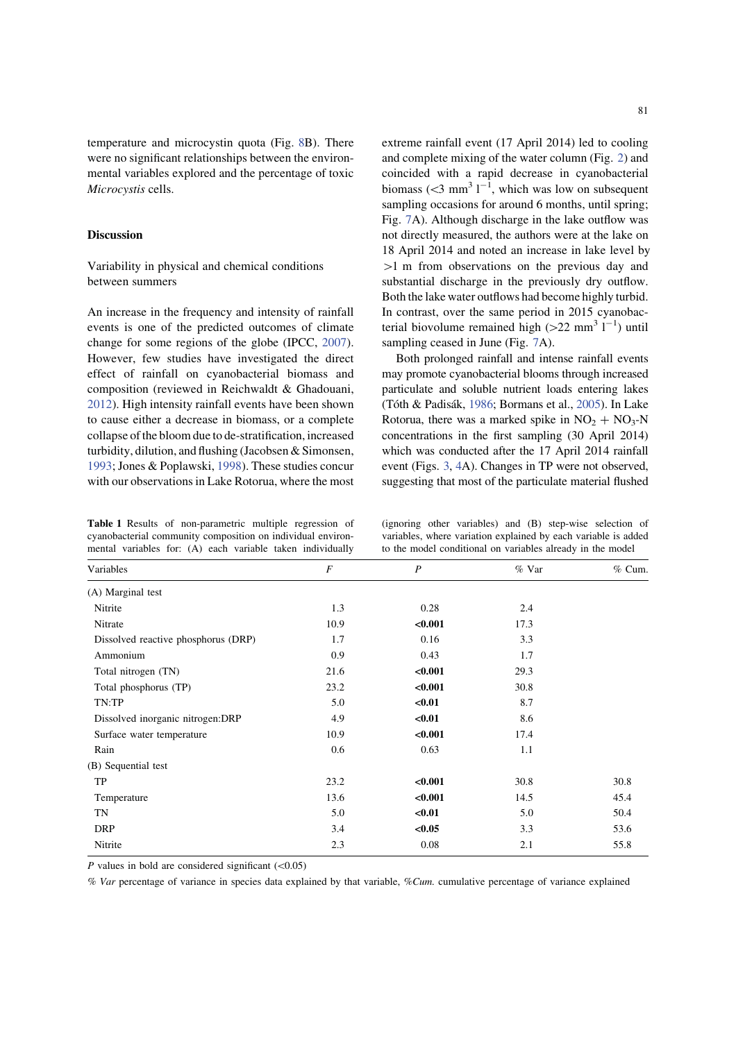temperature and microcystin quota (Fig. 8B). There were no significant relationships between the environmental variables explored and the percentage of toxic *Microcystis* cells.

## Discussion

### Variability in physical and chemical conditions between summers

An increase in the frequency and intensity of rainfall events is one of the predicted outcomes of climate change for some regions of the globe (IPCC, 2007). However, few studies have investigated the direct effect of rainfall on cyanobacterial biomass and composition (reviewed in Reichwaldt & Ghadouani, 2012). High intensity rainfall events have been shown to cause either a decrease in biomass, or a complete collapse of the bloom due to de-stratification, increased turbidity, dilution, and flushing (Jacobsen & Simonsen, 1993; Jones & Poplawski, 1998). These studies concur with our observations in Lake Rotorua, where the most extreme rainfall event (17 April 2014) led to cooling and complete mixing of the water column (Fig. 2) and coincided with a rapid decrease in cyanobacterial biomass ($<3$ mm$^3$ l$^{-1}$, which was low on subsequent sampling occasions for around 6 months, until spring; Fig. 7A). Although discharge in the lake outflow was not directly measured, the authors were at the lake on 18 April 2014 and noted an increase in lake level by $>1$ m from observations on the previous day and substantial discharge in the previously dry outflow. Both the lake water outflows had become highly turbid. In contrast, over the same period in 2015 cyanobacterial biovolume remained high ($>22$ mm$^3$ l$^{-1}$) until sampling ceased in June (Fig. 7A).

Both prolonged rainfall and intense rainfall events may promote cyanobacterial blooms through increased particulate and soluble nutrient loads entering lakes (Tóth & Padisák, 1986; Bormans et al., 2005). In Lake Rotorua, there was a marked spike in $NO_2 + NO_3$-N concentrations in the first sampling (30 April 2014) which was conducted after the 17 April 2014 rainfall event (Figs. 3, 4A). Changes in TP were not observed, suggesting that most of the particulate material flushed

**Table 1** Results of non-parametric multiple regression of cyanobacterial community composition on individual environmental variables for: (A) each variable taken individually (ignoring other variables) and (B) step-wise selection of variables, where variation explained by each variable is added to the model conditional on variables already in the model

| Variables | *F* | *P* | % Var | % Cum. |
|---|---|---|---|---|
| (A) Marginal test | | | | |
| Nitrite | 1.3 | 0.28 | 2.4 | |
| Nitrate | 10.9 | **<0.001** | 17.3 | |
| Dissolved reactive phosphorus (DRP) | 1.7 | 0.16 | 3.3 | |
| Ammonium | 0.9 | 0.43 | 1.7 | |
| Total nitrogen (TN) | 21.6 | **<0.001** | 29.3 | |
| Total phosphorus (TP) | 23.2 | **<0.001** | 30.8 | |
| TN:TP | 5.0 | **<0.01** | 8.7 | |
| Dissolved inorganic nitrogen:DRP | 4.9 | **<0.01** | 8.6 | |
| Surface water temperature | 10.9 | **<0.001** | 17.4 | |
| Rain | 0.6 | 0.63 | 1.1 | |
| (B) Sequential test | | | | |
| TP | 23.2 | **<0.001** | 30.8 | 30.8 |
| Temperature | 13.6 | **<0.001** | 14.5 | 45.4 |
| TN | 5.0 | **<0.01** | 5.0 | 50.4 |
| DRP | 3.4 | **<0.05** | 3.3 | 53.6 |
| Nitrite | 2.3 | 0.08 | 2.1 | 55.8 |

*P* values in bold are considered significant ($<0.05$)

*% Var* percentage of variance in species data explained by that variable, *%Cum.* cumulative percentage of variance explained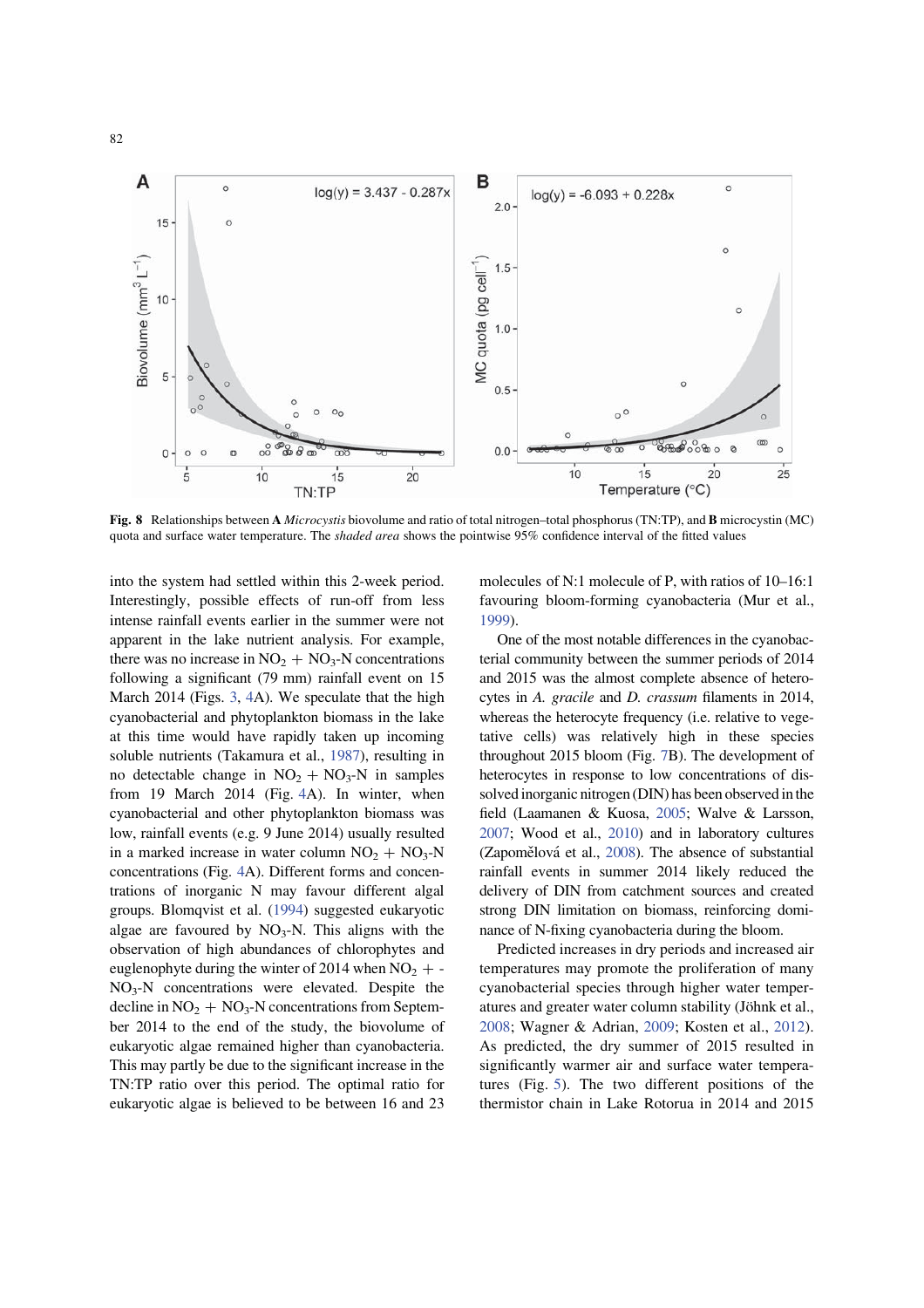**Fig. 8** Relationships between **A** *Microcystis* biovolume and ratio of total nitrogen–total phosphorus (TN:TP), and **B** microcystin (MC) quota and surface water temperature. The *shaded area* shows the pointwise 95% confidence interval of the fitted values

into the system had settled within this 2-week period. Interestingly, possible effects of run-off from less intense rainfall events earlier in the summer were not apparent in the lake nutrient analysis. For example, there was no increase in $NO_2 + NO_3$-N concentrations following a significant (79 mm) rainfall event on 15 March 2014 (Figs. 3, 4A). We speculate that the high cyanobacterial and phytoplankton biomass in the lake at this time would have rapidly taken up incoming soluble nutrients (Takamura et al., 1987), resulting in no detectable change in $NO_2 + NO_3$-N in samples from 19 March 2014 (Fig. 4A). In winter, when cyanobacterial and other phytoplankton biomass was low, rainfall events (e.g. 9 June 2014) usually resulted in a marked increase in water column $NO_2 + NO_3$-N concentrations (Fig. 4A). Different forms and concentrations of inorganic N may favour different algal groups. Blomqvist et al. (1994) suggested eukaryotic algae are favoured by $NO_3$-N. This aligns with the observation of high abundances of chlorophytes and euglenophyte during the winter of 2014 when $NO_2 + NO_3$-N concentrations were elevated. Despite the decline in $NO_2 + NO_3$-N concentrations from September 2014 to the end of the study, the biovolume of eukaryotic algae remained higher than cyanobacteria. This may partly be due to the significant increase in the TN:TP ratio over this period. The optimal ratio for eukaryotic algae is believed to be between 16 and 23 molecules of N:1 molecule of P, with ratios of 10–16:1 favouring bloom-forming cyanobacteria (Mur et al., 1999).

One of the most notable differences in the cyanobacterial community between the summer periods of 2014 and 2015 was the almost complete absence of heterocytes in *A. gracile* and *D. crassum* filaments in 2014, whereas the heterocyte frequency (i.e. relative to vegetative cells) was relatively high in these species throughout 2015 bloom (Fig. 7B). The development of heterocytes in response to low concentrations of dissolved inorganic nitrogen (DIN) has been observed in the field (Laamanen & Kuosa, 2005; Walve & Larsson, 2007; Wood et al., 2010) and in laboratory cultures (Zapomělová et al., 2008). The absence of substantial rainfall events in summer 2014 likely reduced the delivery of DIN from catchment sources and created strong DIN limitation on biomass, reinforcing dominance of N-fixing cyanobacteria during the bloom.

Predicted increases in dry periods and increased air temperatures may promote the proliferation of many cyanobacterial species through higher water temperatures and greater water column stability (Jöhnk et al., 2008; Wagner & Adrian, 2009; Kosten et al., 2012). As predicted, the dry summer of 2015 resulted in significantly warmer air and surface water temperatures (Fig. 5). The two different positions of the thermistor chain in Lake Rotorua in 2014 and 2015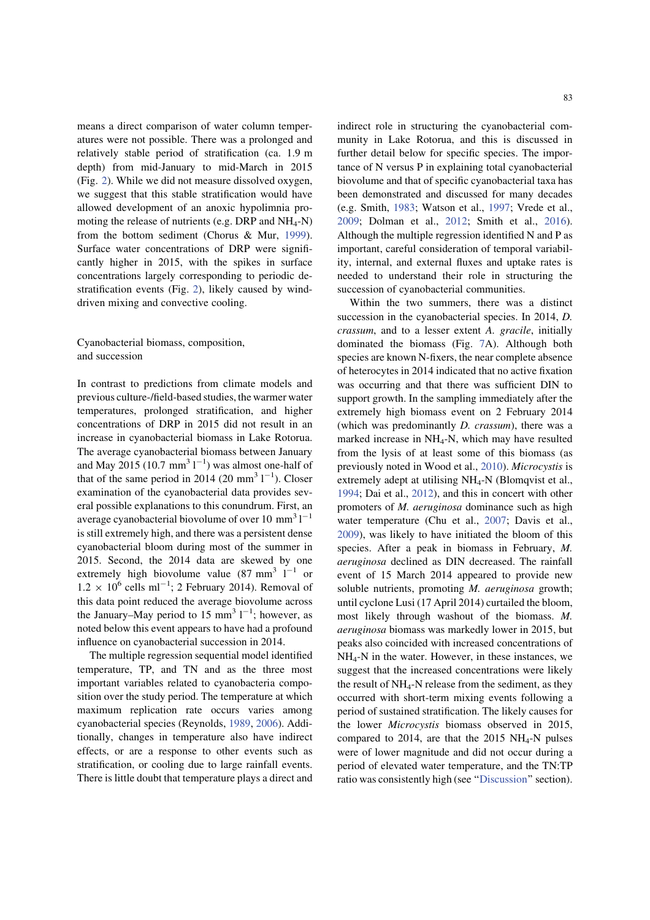means a direct comparison of water column temperatures were not possible. There was a prolonged and relatively stable period of stratification (ca. 1.9 m depth) from mid-January to mid-March in 2015 (Fig. 2). While we did not measure dissolved oxygen, we suggest that this stable stratification would have allowed development of an anoxic hypolimnia promoting the release of nutrients (e.g. DRP and $NH_4$-N) from the bottom sediment (Chorus & Mur, 1999). Surface water concentrations of DRP were significantly higher in 2015, with the spikes in surface concentrations largely corresponding to periodic destratification events (Fig. 2), likely caused by wind-driven mixing and convective cooling.

## Cyanobacterial biomass, composition, and succession

In contrast to predictions from climate models and previous culture-/field-based studies, the warmer water temperatures, prolonged stratification, and higher concentrations of DRP in 2015 did not result in an increase in cyanobacterial biomass in Lake Rotorua. The average cyanobacterial biomass between January and May 2015 (10.7 $mm^3\,l^{-1}$) was almost one-half of that of the same period in 2014 (20 $mm^3\,l^{-1}$). Closer examination of the cyanobacterial data provides several possible explanations to this conundrum. First, an average cyanobacterial biovolume of over 10 $mm^3\,l^{-1}$ is still extremely high, and there was a persistent dense cyanobacterial bloom during most of the summer in 2015. Second, the 2014 data are skewed by one extremely high biovolume value (87 $mm^3\,l^{-1}$ or $1.2 \times 10^6$ cells $ml^{-1}$; 2 February 2014). Removal of this data point reduced the average biovolume across the January–May period to 15 $mm^3\,l^{-1}$; however, as noted below this event appears to have had a profound influence on cyanobacterial succession in 2014.

The multiple regression sequential model identified temperature, TP, and TN and as the three most important variables related to cyanobacteria composition over the study period. The temperature at which maximum replication rate occurs varies among cyanobacterial species (Reynolds, 1989, 2006). Additionally, changes in temperature also have indirect effects, or are a response to other events such as stratification, or cooling due to large rainfall events. There is little doubt that temperature plays a direct and indirect role in structuring the cyanobacterial community in Lake Rotorua, and this is discussed in further detail below for specific species. The importance of N versus P in explaining total cyanobacterial biovolume and that of specific cyanobacterial taxa has been demonstrated and discussed for many decades (e.g. Smith, 1983; Watson et al., 1997; Vrede et al., 2009; Dolman et al., 2012; Smith et al., 2016). Although the multiple regression identified N and P as important, careful consideration of temporal variability, internal, and external fluxes and uptake rates is needed to understand their role in structuring the succession of cyanobacterial communities.

Within the two summers, there was a distinct succession in the cyanobacterial species. In 2014, *D. crassum*, and to a lesser extent *A. gracile*, initially dominated the biomass (Fig. 7A). Although both species are known N-fixers, the near complete absence of heterocytes in 2014 indicated that no active fixation was occurring and that there was sufficient DIN to support growth. In the sampling immediately after the extremely high biomass event on 2 February 2014 (which was predominantly *D. crassum*), there was a marked increase in $NH_4$-N, which may have resulted from the lysis of at least some of this biomass (as previously noted in Wood et al., 2010). *Microcystis* is extremely adept at utilising $NH_4$-N (Blomqvist et al., 1994; Dai et al., 2012), and this in concert with other promoters of *M. aeruginosa* dominance such as high water temperature (Chu et al., 2007; Davis et al., 2009), was likely to have initiated the bloom of this species. After a peak in biomass in February, *M. aeruginosa* declined as DIN decreased. The rainfall event of 15 March 2014 appeared to provide new soluble nutrients, promoting *M. aeruginosa* growth; until cyclone Lusi (17 April 2014) curtailed the bloom, most likely through washout of the biomass. *M. aeruginosa* biomass was markedly lower in 2015, but peaks also coincided with increased concentrations of $NH_4$-N in the water. However, in these instances, we suggest that the increased concentrations were likely the result of $NH_4$-N release from the sediment, as they occurred with short-term mixing events following a period of sustained stratification. The likely causes for the lower *Microcystis* biomass observed in 2015, compared to 2014, are that the 2015 $NH_4$-N pulses were of lower magnitude and did not occur during a period of elevated water temperature, and the TN:TP ratio was consistently high (see "Discussion" section).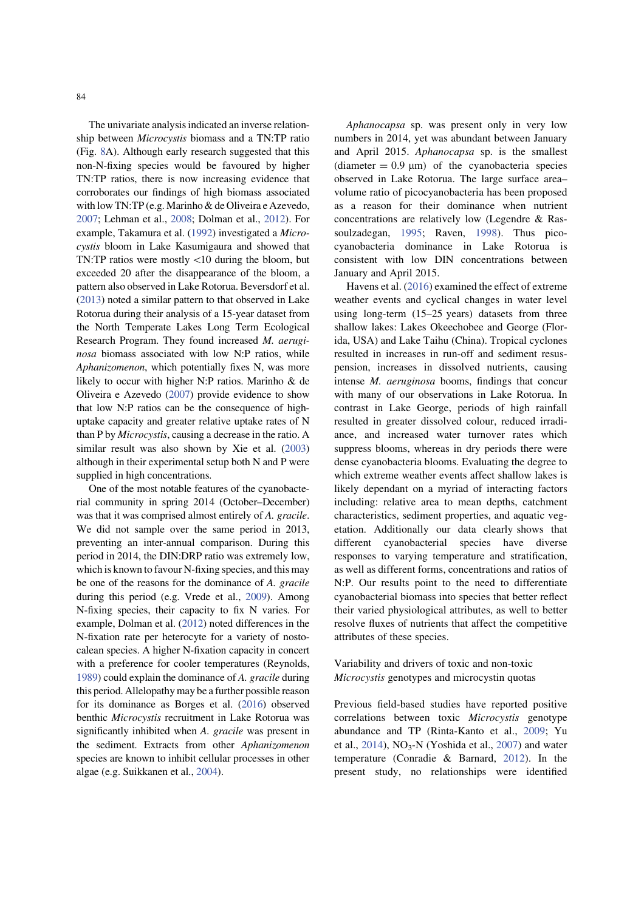The univariate analysis indicated an inverse relationship between *Microcystis* biomass and a TN:TP ratio (Fig. 8A). Although early research suggested that this non-N-fixing species would be favoured by higher TN:TP ratios, there is now increasing evidence that corroborates our findings of high biomass associated with low TN:TP (e.g. Marinho & de Oliveira e Azevedo, 2007; Lehman et al., 2008; Dolman et al., 2012). For example, Takamura et al. (1992) investigated a *Microcystis* bloom in Lake Kasumigaura and showed that TN:TP ratios were mostly <10 during the bloom, but exceeded 20 after the disappearance of the bloom, a pattern also observed in Lake Rotorua. Beversdorf et al. (2013) noted a similar pattern to that observed in Lake Rotorua during their analysis of a 15-year dataset from the North Temperate Lakes Long Term Ecological Research Program. They found increased *M. aeruginosa* biomass associated with low N:P ratios, while *Aphanizomenon*, which potentially fixes N, was more likely to occur with higher N:P ratios. Marinho & de Oliveira e Azevedo (2007) provide evidence to show that low N:P ratios can be the consequence of high-uptake capacity and greater relative uptake rates of N than P by *Microcystis*, causing a decrease in the ratio. A similar result was also shown by Xie et al. (2003) although in their experimental setup both N and P were supplied in high concentrations.

One of the most notable features of the cyanobacterial community in spring 2014 (October–December) was that it was comprised almost entirely of *A. gracile*. We did not sample over the same period in 2013, preventing an inter-annual comparison. During this period in 2014, the DIN:DRP ratio was extremely low, which is known to favour N-fixing species, and this may be one of the reasons for the dominance of *A. gracile* during this period (e.g. Vrede et al., 2009). Among N-fixing species, their capacity to fix N varies. For example, Dolman et al. (2012) noted differences in the N-fixation rate per heterocyte for a variety of nostocalean species. A higher N-fixation capacity in concert with a preference for cooler temperatures (Reynolds, 1989) could explain the dominance of *A. gracile* during this period. Allelopathy may be a further possible reason for its dominance as Borges et al. (2016) observed benthic *Microcystis* recruitment in Lake Rotorua was significantly inhibited when *A. gracile* was present in the sediment. Extracts from other *Aphanizomenon* species are known to inhibit cellular processes in other algae (e.g. Suikkanen et al., 2004).

*Aphanocapsa* sp. was present only in very low numbers in 2014, yet was abundant between January and April 2015. *Aphanocapsa* sp. is the smallest (diameter = 0.9 μm) of the cyanobacteria species observed in Lake Rotorua. The large surface area–volume ratio of picocyanobacteria has been proposed as a reason for their dominance when nutrient concentrations are relatively low (Legendre & Rassoulzadegan, 1995; Raven, 1998). Thus picocyanobacteria dominance in Lake Rotorua is consistent with low DIN concentrations between January and April 2015.

Havens et al. (2016) examined the effect of extreme weather events and cyclical changes in water level using long-term (15–25 years) datasets from three shallow lakes: Lakes Okeechobee and George (Florida, USA) and Lake Taihu (China). Tropical cyclones resulted in increases in run-off and sediment resuspension, increases in dissolved nutrients, causing intense *M. aeruginosa* booms, findings that concur with many of our observations in Lake Rotorua. In contrast in Lake George, periods of high rainfall resulted in greater dissolved colour, reduced irradiance, and increased water turnover rates which suppress blooms, whereas in dry periods there were dense cyanobacteria blooms. Evaluating the degree to which extreme weather events affect shallow lakes is likely dependant on a myriad of interacting factors including: relative area to mean depths, catchment characteristics, sediment properties, and aquatic vegetation. Additionally our data clearly shows that different cyanobacterial species have diverse responses to varying temperature and stratification, as well as different forms, concentrations and ratios of N:P. Our results point to the need to differentiate cyanobacterial biomass into species that better reflect their varied physiological attributes, as well to better resolve fluxes of nutrients that affect the competitive attributes of these species.

## Variability and drivers of toxic and non-toxic *Microcystis* genotypes and microcystin quotas

Previous field-based studies have reported positive correlations between toxic *Microcystis* genotype abundance and TP (Rinta-Kanto et al., 2009; Yu et al., 2014), $NO_3$-N (Yoshida et al., 2007) and water temperature (Conradie & Barnard, 2012). In the present study, no relationships were identified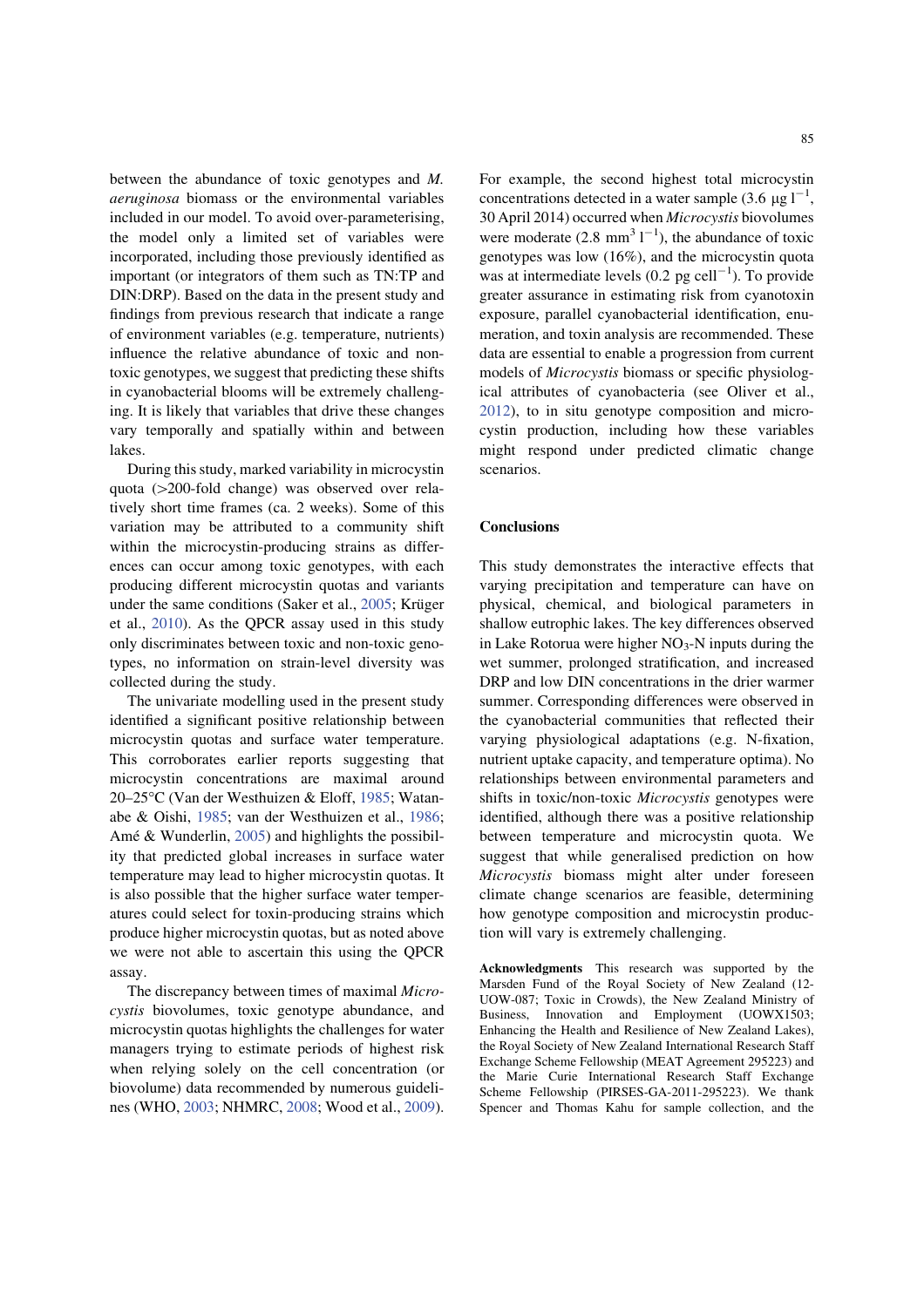between the abundance of toxic genotypes and *M. aeruginosa* biomass or the environmental variables included in our model. To avoid over-parameterising, the model only a limited set of variables were incorporated, including those previously identified as important (or integrators of them such as TN:TP and DIN:DRP). Based on the data in the present study and findings from previous research that indicate a range of environment variables (e.g. temperature, nutrients) influence the relative abundance of toxic and non-toxic genotypes, we suggest that predicting these shifts in cyanobacterial blooms will be extremely challenging. It is likely that variables that drive these changes vary temporally and spatially within and between lakes.

During this study, marked variability in microcystin quota (>200-fold change) was observed over relatively short time frames (ca. 2 weeks). Some of this variation may be attributed to a community shift within the microcystin-producing strains as differences can occur among toxic genotypes, with each producing different microcystin quotas and variants under the same conditions (Saker et al., 2005; Krüger et al., 2010). As the QPCR assay used in this study only discriminates between toxic and non-toxic genotypes, no information on strain-level diversity was collected during the study.

The univariate modelling used in the present study identified a significant positive relationship between microcystin quotas and surface water temperature. This corroborates earlier reports suggesting that microcystin concentrations are maximal around 20–25°C (Van der Westhuizen & Eloff, 1985; Watanabe & Oishi, 1985; van der Westhuizen et al., 1986; Amé & Wunderlin, 2005) and highlights the possibility that predicted global increases in surface water temperature may lead to higher microcystin quotas. It is also possible that the higher surface water temperatures could select for toxin-producing strains which produce higher microcystin quotas, but as noted above we were not able to ascertain this using the QPCR assay.

The discrepancy between times of maximal *Microcystis* biovolumes, toxic genotype abundance, and microcystin quotas highlights the challenges for water managers trying to estimate periods of highest risk when relying solely on the cell concentration (or biovolume) data recommended by numerous guidelines (WHO, 2003; NHMRC, 2008; Wood et al., 2009). For example, the second highest total microcystin concentrations detected in a water sample (3.6 μg $l^{-1}$, 30 April 2014) occurred when *Microcystis* biovolumes were moderate (2.8 $mm^3$ $l^{-1}$), the abundance of toxic genotypes was low (16%), and the microcystin quota was at intermediate levels (0.2 pg $cell^{-1}$). To provide greater assurance in estimating risk from cyanotoxin exposure, parallel cyanobacterial identification, enumeration, and toxin analysis are recommended. These data are essential to enable a progression from current models of *Microcystis* biomass or specific physiological attributes of cyanobacteria (see Oliver et al., 2012), to in situ genotype composition and microcystin production, including how these variables might respond under predicted climatic change scenarios.

## Conclusions

This study demonstrates the interactive effects that varying precipitation and temperature can have on physical, chemical, and biological parameters in shallow eutrophic lakes. The key differences observed in Lake Rotorua were higher $NO_3$-N inputs during the wet summer, prolonged stratification, and increased DRP and low DIN concentrations in the drier warmer summer. Corresponding differences were observed in the cyanobacterial communities that reflected their varying physiological adaptations (e.g. N-fixation, nutrient uptake capacity, and temperature optima). No relationships between environmental parameters and shifts in toxic/non-toxic *Microcystis* genotypes were identified, although there was a positive relationship between temperature and microcystin quota. We suggest that while generalised prediction on how *Microcystis* biomass might alter under foreseen climate change scenarios are feasible, determining how genotype composition and microcystin production will vary is extremely challenging.

**Acknowledgments** This research was supported by the Marsden Fund of the Royal Society of New Zealand (12-UOW-087; Toxic in Crowds), the New Zealand Ministry of Business, Innovation and Employment (UOWX1503; Enhancing the Health and Resilience of New Zealand Lakes), the Royal Society of New Zealand International Research Staff Exchange Scheme Fellowship (MEAT Agreement 295223) and the Marie Curie International Research Staff Exchange Scheme Fellowship (PIRSES-GA-2011-295223). We thank Spencer and Thomas Kahu for sample collection, and the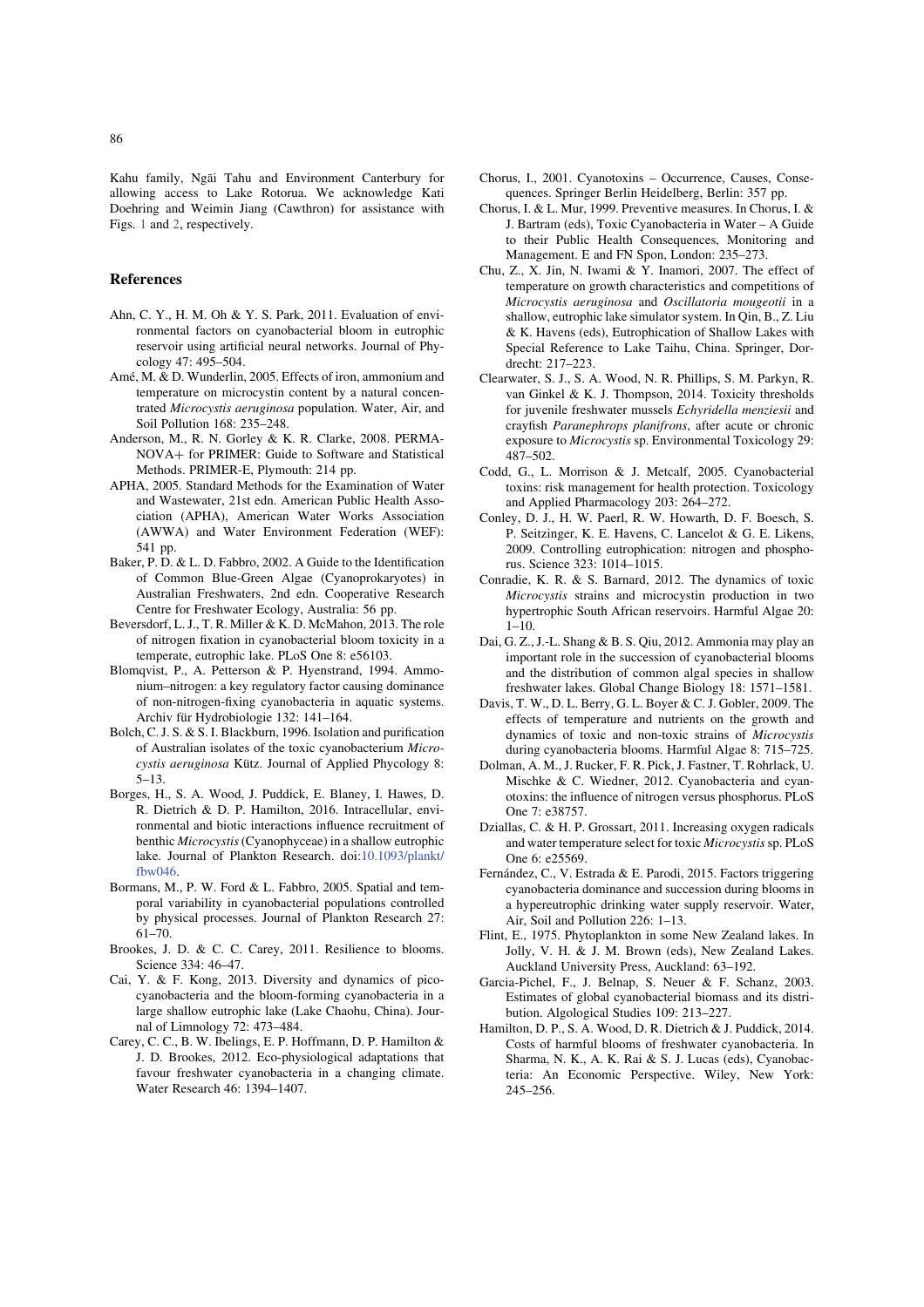Kahu family, Ngāi Tahu and Environment Canterbury for allowing access to Lake Rotorua. We acknowledge Kati Doehring and Weimin Jiang (Cawthron) for assistance with Figs. 1 and 2, respectively.

## References

Ahn, C. Y., H. M. Oh & Y. S. Park, 2011. Evaluation of environmental factors on cyanobacterial bloom in eutrophic reservoir using artificial neural networks. Journal of Phycology 47: 495–504.

Amé, M. & D. Wunderlin, 2005. Effects of iron, ammonium and temperature on microcystin content by a natural concentrated *Microcystis aeruginosa* population. Water, Air, and Soil Pollution 168: 235–248.

Anderson, M., R. N. Gorley & K. R. Clarke, 2008. PERMANOVA+ for PRIMER: Guide to Software and Statistical Methods. PRIMER-E, Plymouth: 214 pp.

APHA, 2005. Standard Methods for the Examination of Water and Wastewater, 21st edn. American Public Health Association (APHA), American Water Works Association (AWWA) and Water Environment Federation (WEF): 541 pp.

Baker, P. D. & L. D. Fabbro, 2002. A Guide to the Identification of Common Blue-Green Algae (Cyanoprokaryotes) in Australian Freshwaters, 2nd edn. Cooperative Research Centre for Freshwater Ecology, Australia: 56 pp.

Beversdorf, L. J., T. R. Miller & K. D. McMahon, 2013. The role of nitrogen fixation in cyanobacterial bloom toxicity in a temperate, eutrophic lake. PLoS One 8: e56103.

Blomqvist, P., A. Petterson & P. Hyenstrand, 1994. Ammonium–nitrogen: a key regulatory factor causing dominance of non-nitrogen-fixing cyanobacteria in aquatic systems. Archiv für Hydrobiologie 132: 141–164.

Bolch, C. J. S. & S. I. Blackburn, 1996. Isolation and purification of Australian isolates of the toxic cyanobacterium *Microcystis aeruginosa* Kütz. Journal of Applied Phycology 8: 5–13.

Borges, H., S. A. Wood, J. Puddick, E. Blaney, I. Hawes, D. R. Dietrich & D. P. Hamilton, 2016. Intracellular, environmental and biotic interactions influence recruitment of benthic *Microcystis* (Cyanophyceae) in a shallow eutrophic lake. Journal of Plankton Research. doi:10.1093/plankt/fbw046.

Bormans, M., P. W. Ford & L. Fabbro, 2005. Spatial and temporal variability in cyanobacterial populations controlled by physical processes. Journal of Plankton Research 27: 61–70.

Brookes, J. D. & C. C. Carey, 2011. Resilience to blooms. Science 334: 46–47.

Cai, Y. & F. Kong, 2013. Diversity and dynamics of picocyanobacteria and the bloom-forming cyanobacteria in a large shallow eutrophic lake (Lake Chaohu, China). Journal of Limnology 72: 473–484.

Carey, C. C., B. W. Ibelings, E. P. Hoffmann, D. P. Hamilton & J. D. Brookes, 2012. Eco-physiological adaptations that favour freshwater cyanobacteria in a changing climate. Water Research 46: 1394–1407.

Chorus, I., 2001. Cyanotoxins – Occurrence, Causes, Consequences. Springer Berlin Heidelberg, Berlin: 357 pp.

Chorus, I. & L. Mur, 1999. Preventive measures. In Chorus, I. & J. Bartram (eds), Toxic Cyanobacteria in Water – A Guide to their Public Health Consequences, Monitoring and Management. E and FN Spon, London: 235–273.

Chu, Z., X. Jin, N. Iwami & Y. Inamori, 2007. The effect of temperature on growth characteristics and competitions of *Microcystis aeruginosa* and *Oscillatoria mougeotii* in a shallow, eutrophic lake simulator system. In Qin, B., Z. Liu & K. Havens (eds), Eutrophication of Shallow Lakes with Special Reference to Lake Taihu, China. Springer, Dordrecht: 217–223.

Clearwater, S. J., S. A. Wood, N. R. Phillips, S. M. Parkyn, R. van Ginkel & K. J. Thompson, 2014. Toxicity thresholds for juvenile freshwater mussels *Echyridella menziesii* and crayfish *Paranephrops planifrons*, after acute or chronic exposure to *Microcystis* sp. Environmental Toxicology 29: 487–502.

Codd, G., L. Morrison & J. Metcalf, 2005. Cyanobacterial toxins: risk management for health protection. Toxicology and Applied Pharmacology 203: 264–272.

Conley, D. J., H. W. Paerl, R. W. Howarth, D. F. Boesch, S. P. Seitzinger, K. E. Havens, C. Lancelot & G. E. Likens, 2009. Controlling eutrophication: nitrogen and phosphorus. Science 323: 1014–1015.

Conradie, K. R. & S. Barnard, 2012. The dynamics of toxic *Microcystis* strains and microcystin production in two hypertrophic South African reservoirs. Harmful Algae 20: 1–10.

Dai, G. Z., J.-L. Shang & B. S. Qiu, 2012. Ammonia may play an important role in the succession of cyanobacterial blooms and the distribution of common algal species in shallow freshwater lakes. Global Change Biology 18: 1571–1581.

Davis, T. W., D. L. Berry, G. L. Boyer & C. J. Gobler, 2009. The effects of temperature and nutrients on the growth and dynamics of toxic and non-toxic strains of *Microcystis* during cyanobacteria blooms. Harmful Algae 8: 715–725.

Dolman, A. M., J. Rucker, F. R. Pick, J. Fastner, T. Rohrlack, U. Mischke & C. Wiedner, 2012. Cyanobacteria and cyanotoxins: the influence of nitrogen versus phosphorus. PLoS One 7: e38757.

Dziallas, C. & H. P. Grossart, 2011. Increasing oxygen radicals and water temperature select for toxic *Microcystis* sp. PLoS One 6: e25569.

Fernández, C., V. Estrada & E. Parodi, 2015. Factors triggering cyanobacteria dominance and succession during blooms in a hypereutrophic drinking water supply reservoir. Water, Air, Soil and Pollution 226: 1–13.

Flint, E., 1975. Phytoplankton in some New Zealand lakes. In Jolly, V. H. & J. M. Brown (eds), New Zealand Lakes. Auckland University Press, Auckland: 63–192.

Garcia-Pichel, F., J. Belnap, S. Neuer & F. Schanz, 2003. Estimates of global cyanobacterial biomass and its distribution. Algological Studies 109: 213–227.

Hamilton, D. P., S. A. Wood, D. R. Dietrich & J. Puddick, 2014. Costs of harmful blooms of freshwater cyanobacteria. In Sharma, N. K., A. K. Rai & S. J. Lucas (eds), Cyanobacteria: An Economic Perspective. Wiley, New York: 245–256.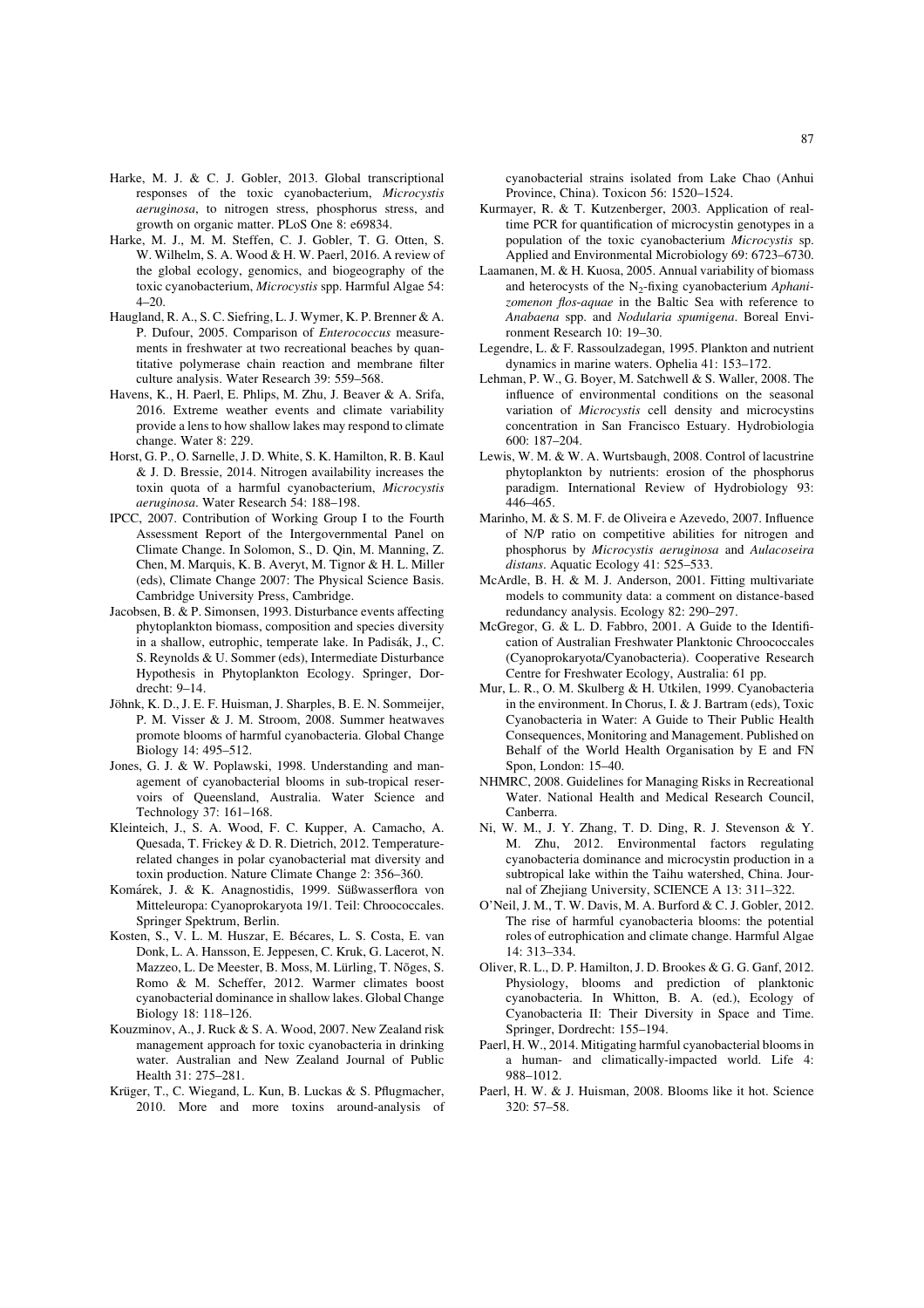Harke, M. J. & C. J. Gobler, 2013. Global transcriptional responses of the toxic cyanobacterium, *Microcystis aeruginosa*, to nitrogen stress, phosphorus stress, and growth on organic matter. PLoS One 8: e69834.

Harke, M. J., M. M. Steffen, C. J. Gobler, T. G. Otten, S. W. Wilhelm, S. A. Wood & H. W. Paerl, 2016. A review of the global ecology, genomics, and biogeography of the toxic cyanobacterium, *Microcystis* spp. Harmful Algae 54: 4–20.

Haugland, R. A., S. C. Siefring, L. J. Wymer, K. P. Brenner & A. P. Dufour, 2005. Comparison of *Enterococcus* measurements in freshwater at two recreational beaches by quantitative polymerase chain reaction and membrane filter culture analysis. Water Research 39: 559–568.

Havens, K., H. Paerl, E. Phlips, M. Zhu, J. Beaver & A. Srifa, 2016. Extreme weather events and climate variability provide a lens to how shallow lakes may respond to climate change. Water 8: 229.

Horst, G. P., O. Sarnelle, J. D. White, S. K. Hamilton, R. B. Kaul & J. D. Bressie, 2014. Nitrogen availability increases the toxin quota of a harmful cyanobacterium, *Microcystis aeruginosa*. Water Research 54: 188–198.

IPCC, 2007. Contribution of Working Group I to the Fourth Assessment Report of the Intergovernmental Panel on Climate Change. In Solomon, S., D. Qin, M. Manning, Z. Chen, M. Marquis, K. B. Averyt, M. Tignor & H. L. Miller (eds), Climate Change 2007: The Physical Science Basis. Cambridge University Press, Cambridge.

Jacobsen, B. & P. Simonsen, 1993. Disturbance events affecting phytoplankton biomass, composition and species diversity in a shallow, eutrophic, temperate lake. In Padisák, J., C. S. Reynolds & U. Sommer (eds), Intermediate Disturbance Hypothesis in Phytoplankton Ecology. Springer, Dordrecht: 9–14.

Jöhnk, K. D., J. E. F. Huisman, J. Sharples, B. E. N. Sommeijer, P. M. Visser & J. M. Stroom, 2008. Summer heatwaves promote blooms of harmful cyanobacteria. Global Change Biology 14: 495–512.

Jones, G. J. & W. Poplawski, 1998. Understanding and management of cyanobacterial blooms in sub-tropical reservoirs of Queensland, Australia. Water Science and Technology 37: 161–168.

Kleinteich, J., S. A. Wood, F. C. Kupper, A. Camacho, A. Quesada, T. Frickey & D. R. Dietrich, 2012. Temperature-related changes in polar cyanobacterial mat diversity and toxin production. Nature Climate Change 2: 356–360.

Komárek, J. & K. Anagnostidis, 1999. Süßwasserflora von Mitteleuropa: Cyanoprokaryota 19/1. Teil: Chroococcales. Springer Spektrum, Berlin.

Kosten, S., V. L. M. Huszar, E. Bécares, L. S. Costa, E. van Donk, L. A. Hansson, E. Jeppesen, C. Kruk, G. Lacerot, N. Mazzeo, L. De Meester, B. Moss, M. Lürling, T. Nõges, S. Romo & M. Scheffer, 2012. Warmer climates boost cyanobacterial dominance in shallow lakes. Global Change Biology 18: 118–126.

Kouzminov, A., J. Ruck & S. A. Wood, 2007. New Zealand risk management approach for toxic cyanobacteria in drinking water. Australian and New Zealand Journal of Public Health 31: 275–281.

Krüger, T., C. Wiegand, L. Kun, B. Luckas & S. Pflugmacher, 2010. More and more toxins around-analysis of cyanobacterial strains isolated from Lake Chao (Anhui Province, China). Toxicon 56: 1520–1524.

Kurmayer, R. & T. Kutzenberger, 2003. Application of real-time PCR for quantification of microcystin genotypes in a population of the toxic cyanobacterium *Microcystis* sp. Applied and Environmental Microbiology 69: 6723–6730.

Laamanen, M. & H. Kuosa, 2005. Annual variability of biomass and heterocysts of the $N_2$-fixing cyanobacterium *Aphanizomenon flos-aquae* in the Baltic Sea with reference to *Anabaena* spp. and *Nodularia spumigena*. Boreal Environment Research 10: 19–30.

Legendre, L. & F. Rassoulzadegan, 1995. Plankton and nutrient dynamics in marine waters. Ophelia 41: 153–172.

Lehman, P. W., G. Boyer, M. Satchwell & S. Waller, 2008. The influence of environmental conditions on the seasonal variation of *Microcystis* cell density and microcystins concentration in San Francisco Estuary. Hydrobiologia 600: 187–204.

Lewis, W. M. & W. A. Wurtsbaugh, 2008. Control of lacustrine phytoplankton by nutrients: erosion of the phosphorus paradigm. International Review of Hydrobiology 93: 446–465.

Marinho, M. & S. M. F. de Oliveira e Azevedo, 2007. Influence of N/P ratio on competitive abilities for nitrogen and phosphorus by *Microcystis aeruginosa* and *Aulacoseira distans*. Aquatic Ecology 41: 525–533.

McArdle, B. H. & M. J. Anderson, 2001. Fitting multivariate models to community data: a comment on distance-based redundancy analysis. Ecology 82: 290–297.

McGregor, G. & L. D. Fabbro, 2001. A Guide to the Identification of Australian Freshwater Planktonic Chroococcales (Cyanoprokaryota/Cyanobacteria). Cooperative Research Centre for Freshwater Ecology, Australia: 61 pp.

Mur, L. R., O. M. Skulberg & H. Utkilen, 1999. Cyanobacteria in the environment. In Chorus, I. & J. Bartram (eds), Toxic Cyanobacteria in Water: A Guide to Their Public Health Consequences, Monitoring and Management. Published on Behalf of the World Health Organisation by E and FN Spon, London: 15–40.

NHMRC, 2008. Guidelines for Managing Risks in Recreational Water. National Health and Medical Research Council, Canberra.

Ni, W. M., J. Y. Zhang, T. D. Ding, R. J. Stevenson & Y. M. Zhu, 2012. Environmental factors regulating cyanobacteria dominance and microcystin production in a subtropical lake within the Taihu watershed, China. Journal of Zhejiang University, SCIENCE A 13: 311–322.

O'Neil, J. M., T. W. Davis, M. A. Burford & C. J. Gobler, 2012. The rise of harmful cyanobacteria blooms: the potential roles of eutrophication and climate change. Harmful Algae 14: 313–334.

Oliver, R. L., D. P. Hamilton, J. D. Brookes & G. G. Ganf, 2012. Physiology, blooms and prediction of planktonic cyanobacteria. In Whitton, B. A. (ed.), Ecology of Cyanobacteria II: Their Diversity in Space and Time. Springer, Dordrecht: 155–194.

Paerl, H. W., 2014. Mitigating harmful cyanobacterial blooms in a human- and climatically-impacted world. Life 4: 988–1012.

Paerl, H. W. & J. Huisman, 2008. Blooms like it hot. Science 320: 57–58.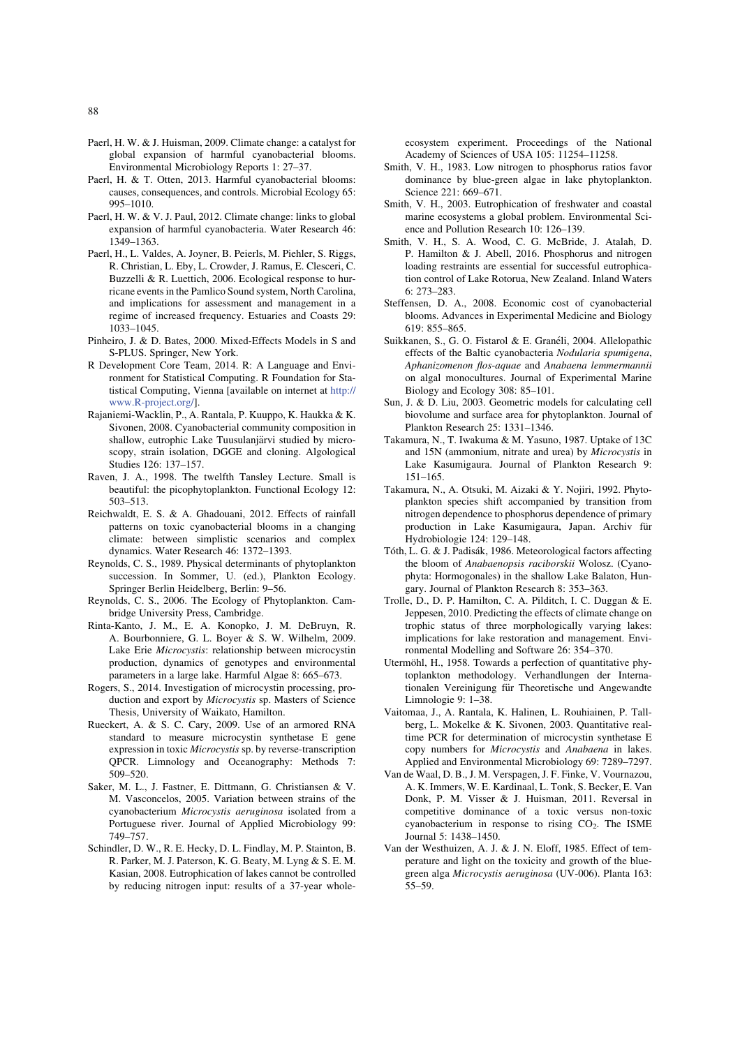Paerl, H. W. & J. Huisman, 2009. Climate change: a catalyst for global expansion of harmful cyanobacterial blooms. Environmental Microbiology Reports 1: 27–37.

Paerl, H. & T. Otten, 2013. Harmful cyanobacterial blooms: causes, consequences, and controls. Microbial Ecology 65: 995–1010.

Paerl, H. W. & V. J. Paul, 2012. Climate change: links to global expansion of harmful cyanobacteria. Water Research 46: 1349–1363.

Paerl, H., L. Valdes, A. Joyner, B. Peierls, M. Piehler, S. Riggs, R. Christian, L. Eby, L. Crowder, J. Ramus, E. Clesceri, C. Buzzelli & R. Luettich, 2006. Ecological response to hurricane events in the Pamlico Sound system, North Carolina, and implications for assessment and management in a regime of increased frequency. Estuaries and Coasts 29: 1033–1045.

Pinheiro, J. & D. Bates, 2000. Mixed-Effects Models in S and S-PLUS. Springer, New York.

R Development Core Team, 2014. R: A Language and Environment for Statistical Computing. R Foundation for Statistical Computing, Vienna [available on internet at http://www.R-project.org/].

Rajaniemi-Wacklin, P., A. Rantala, P. Kuuppo, K. Haukka & K. Sivonen, 2008. Cyanobacterial community composition in shallow, eutrophic Lake Tuusulanjärvi studied by microscopy, strain isolation, DGGE and cloning. Algological Studies 126: 137–157.

Raven, J. A., 1998. The twelfth Tansley Lecture. Small is beautiful: the picophytoplankton. Functional Ecology 12: 503–513.

Reichwaldt, E. S. & A. Ghadouani, 2012. Effects of rainfall patterns on toxic cyanobacterial blooms in a changing climate: between simplistic scenarios and complex dynamics. Water Research 46: 1372–1393.

Reynolds, C. S., 1989. Physical determinants of phytoplankton succession. In Sommer, U. (ed.), Plankton Ecology. Springer Berlin Heidelberg, Berlin: 9–56.

Reynolds, C. S., 2006. The Ecology of Phytoplankton. Cambridge University Press, Cambridge.

Rinta-Kanto, J. M., E. A. Konopko, J. M. DeBruyn, R. A. Bourbonniere, G. L. Boyer & S. W. Wilhelm, 2009. Lake Erie *Microcystis*: relationship between microcystin production, dynamics of genotypes and environmental parameters in a large lake. Harmful Algae 8: 665–673.

Rogers, S., 2014. Investigation of microcystin processing, production and export by *Microcystis* sp. Masters of Science Thesis, University of Waikato, Hamilton.

Rueckert, A. & S. C. Cary, 2009. Use of an armored RNA standard to measure microcystin synthetase E gene expression in toxic *Microcystis* sp. by reverse-transcription QPCR. Limnology and Oceanography: Methods 7: 509–520.

Saker, M. L., J. Fastner, E. Dittmann, G. Christiansen & V. M. Vasconcelos, 2005. Variation between strains of the cyanobacterium *Microcystis aeruginosa* isolated from a Portuguese river. Journal of Applied Microbiology 99: 749–757.

Schindler, D. W., R. E. Hecky, D. L. Findlay, M. P. Stainton, B. R. Parker, M. J. Paterson, K. G. Beaty, M. Lyng & S. E. M. Kasian, 2008. Eutrophication of lakes cannot be controlled by reducing nitrogen input: results of a 37-year whole-ecosystem experiment. Proceedings of the National Academy of Sciences of USA 105: 11254–11258.

Smith, V. H., 1983. Low nitrogen to phosphorus ratios favor dominance by blue-green algae in lake phytoplankton. Science 221: 669–671.

Smith, V. H., 2003. Eutrophication of freshwater and coastal marine ecosystems a global problem. Environmental Science and Pollution Research 10: 126–139.

Smith, V. H., S. A. Wood, C. G. McBride, J. Atalah, D. P. Hamilton & J. Abell, 2016. Phosphorus and nitrogen loading restraints are essential for successful eutrophication control of Lake Rotorua, New Zealand. Inland Waters 6: 273–283.

Steffensen, D. A., 2008. Economic cost of cyanobacterial blooms. Advances in Experimental Medicine and Biology 619: 855–865.

Suikkanen, S., G. O. Fistarol & E. Granéli, 2004. Allelopathic effects of the Baltic cyanobacteria *Nodularia spumigena*, *Aphanizomenon flos-aquae* and *Anabaena lemmermannii* on algal monocultures. Journal of Experimental Marine Biology and Ecology 308: 85–101.

Sun, J. & D. Liu, 2003. Geometric models for calculating cell biovolume and surface area for phytoplankton. Journal of Plankton Research 25: 1331–1346.

Takamura, N., T. Iwakuma & M. Yasuno, 1987. Uptake of 13C and 15N (ammonium, nitrate and urea) by *Microcystis* in Lake Kasumigaura. Journal of Plankton Research 9: 151–165.

Takamura, N., A. Otsuki, M. Aizaki & Y. Nojiri, 1992. Phytoplankton species shift accompanied by transition from nitrogen dependence to phosphorus dependence of primary production in Lake Kasumigaura, Japan. Archiv für Hydrobiologie 124: 129–148.

Tóth, L. G. & J. Padisák, 1986. Meteorological factors affecting the bloom of *Anabaenopsis raciborskii* Wolosz. (Cyanophyta: Hormogonales) in the shallow Lake Balaton, Hungary. Journal of Plankton Research 8: 353–363.

Trolle, D., D. P. Hamilton, C. A. Pilditch, I. C. Duggan & E. Jeppesen, 2010. Predicting the effects of climate change on trophic status of three morphologically varying lakes: implications for lake restoration and management. Environmental Modelling and Software 26: 354–370.

Utermöhl, H., 1958. Towards a perfection of quantitative phytoplankton methodology. Verhandlungen der Internationalen Vereinigung für Theoretische und Angewandte Limnologie 9: 1–38.

Vaitomaa, J., A. Rantala, K. Halinen, L. Rouhiainen, P. Tallberg, L. Mokelke & K. Sivonen, 2003. Quantitative real-time PCR for determination of microcystin synthetase E copy numbers for *Microcystis* and *Anabaena* in lakes. Applied and Environmental Microbiology 69: 7289–7297.

Van de Waal, D. B., J. M. Verspagen, J. F. Finke, V. Vournazou, A. K. Immers, W. E. Kardinaal, L. Tonk, S. Becker, E. Van Donk, P. M. Visser & J. Huisman, 2011. Reversal in competitive dominance of a toxic versus non-toxic cyanobacterium in response to rising $CO_2$. The ISME Journal 5: 1438–1450.

Van der Westhuizen, A. J. & J. N. Eloff, 1985. Effect of temperature and light on the toxicity and growth of the blue-green alga *Microcystis aeruginosa* (UV-006). Planta 163: 55–59.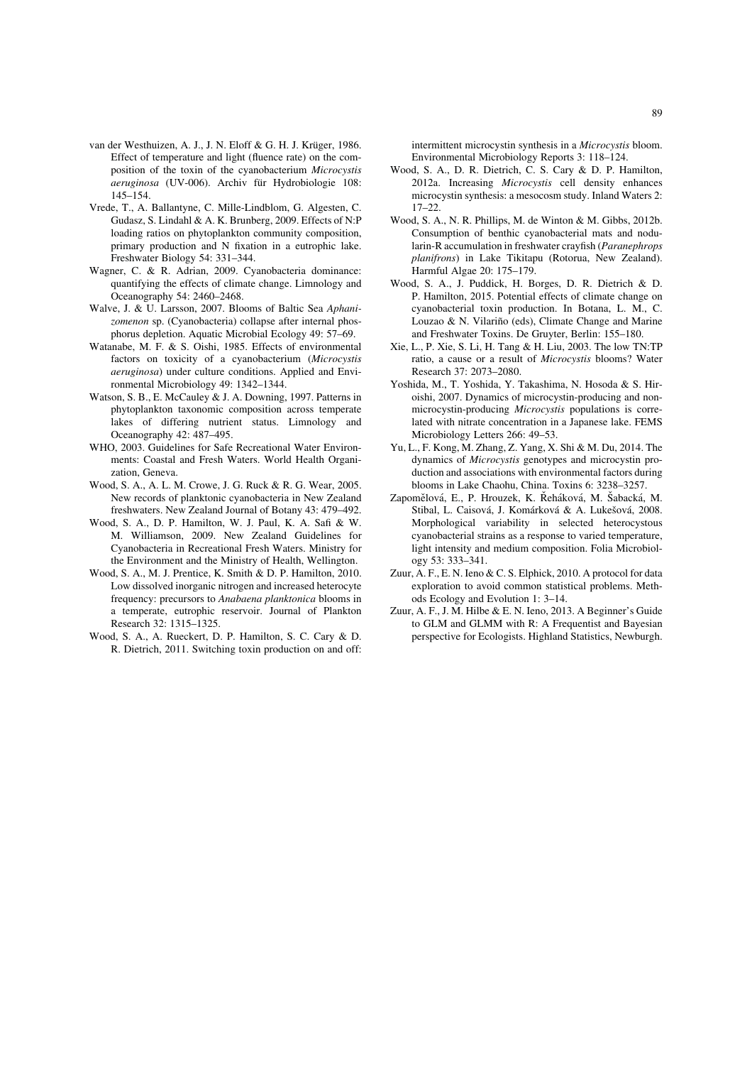van der Westhuizen, A. J., J. N. Eloff & G. H. J. Krüger, 1986. Effect of temperature and light (fluence rate) on the composition of the toxin of the cyanobacterium *Microcystis aeruginosa* (UV-006). Archiv für Hydrobiologie 108: 145–154.

Vrede, T., A. Ballantyne, C. Mille-Lindblom, G. Algesten, C. Gudasz, S. Lindahl & A. K. Brunberg, 2009. Effects of N:P loading ratios on phytoplankton community composition, primary production and N fixation in a eutrophic lake. Freshwater Biology 54: 331–344.

Wagner, C. & R. Adrian, 2009. Cyanobacteria dominance: quantifying the effects of climate change. Limnology and Oceanography 54: 2460–2468.

Walve, J. & U. Larsson, 2007. Blooms of Baltic Sea *Aphanizomenon* sp. (Cyanobacteria) collapse after internal phosphorus depletion. Aquatic Microbial Ecology 49: 57–69.

Watanabe, M. F. & S. Oishi, 1985. Effects of environmental factors on toxicity of a cyanobacterium (*Microcystis aeruginosa*) under culture conditions. Applied and Environmental Microbiology 49: 1342–1344.

Watson, S. B., E. McCauley & J. A. Downing, 1997. Patterns in phytoplankton taxonomic composition across temperate lakes of differing nutrient status. Limnology and Oceanography 42: 487–495.

WHO, 2003. Guidelines for Safe Recreational Water Environments: Coastal and Fresh Waters. World Health Organization, Geneva.

Wood, S. A., A. L. M. Crowe, J. G. Ruck & R. G. Wear, 2005. New records of planktonic cyanobacteria in New Zealand freshwaters. New Zealand Journal of Botany 43: 479–492.

Wood, S. A., D. P. Hamilton, W. J. Paul, K. A. Safi & W. M. Williamson, 2009. New Zealand Guidelines for Cyanobacteria in Recreational Fresh Waters. Ministry for the Environment and the Ministry of Health, Wellington.

Wood, S. A., M. J. Prentice, K. Smith & D. P. Hamilton, 2010. Low dissolved inorganic nitrogen and increased heterocyte frequency: precursors to *Anabaena planktonica* blooms in a temperate, eutrophic reservoir. Journal of Plankton Research 32: 1315–1325.

Wood, S. A., A. Rueckert, D. P. Hamilton, S. C. Cary & D. R. Dietrich, 2011. Switching toxin production on and off: intermittent microcystin synthesis in a *Microcystis* bloom. Environmental Microbiology Reports 3: 118–124.

Wood, S. A., D. R. Dietrich, C. S. Cary & D. P. Hamilton, 2012a. Increasing *Microcystis* cell density enhances microcystin synthesis: a mesocosm study. Inland Waters 2: 17–22.

Wood, S. A., N. R. Phillips, M. de Winton & M. Gibbs, 2012b. Consumption of benthic cyanobacterial mats and nodularin-R accumulation in freshwater crayfish (*Paranephrops planifrons*) in Lake Tikitapu (Rotorua, New Zealand). Harmful Algae 20: 175–179.

Wood, S. A., J. Puddick, H. Borges, D. R. Dietrich & D. P. Hamilton, 2015. Potential effects of climate change on cyanobacterial toxin production. In Botana, L. M., C. Louzao & N. Vilariño (eds), Climate Change and Marine and Freshwater Toxins. De Gruyter, Berlin: 155–180.

Xie, L., P. Xie, S. Li, H. Tang & H. Liu, 2003. The low TN:TP ratio, a cause or a result of *Microcystis* blooms? Water Research 37: 2073–2080.

Yoshida, M., T. Yoshida, Y. Takashima, N. Hosoda & S. Hiroishi, 2007. Dynamics of microcystin-producing and non-microcystin-producing *Microcystis* populations is correlated with nitrate concentration in a Japanese lake. FEMS Microbiology Letters 266: 49–53.

Yu, L., F. Kong, M. Zhang, Z. Yang, X. Shi & M. Du, 2014. The dynamics of *Microcystis* genotypes and microcystin production and associations with environmental factors during blooms in Lake Chaohu, China. Toxins 6: 3238–3257.

Zapomělová, E., P. Hrouzek, K. Řeháková, M. Šabacká, M. Stibal, L. Caisová, J. Komárková & A. Lukešová, 2008. Morphological variability in selected heterocystous cyanobacterial strains as a response to varied temperature, light intensity and medium composition. Folia Microbiology 53: 333–341.

Zuur, A. F., E. N. Ieno & C. S. Elphick, 2010. A protocol for data exploration to avoid common statistical problems. Methods Ecology and Evolution 1: 3–14.

Zuur, A. F., J. M. Hilbe & E. N. Ieno, 2013. A Beginner's Guide to GLM and GLMM with R: A Frequentist and Bayesian perspective for Ecologists. Highland Statistics, Newburgh.